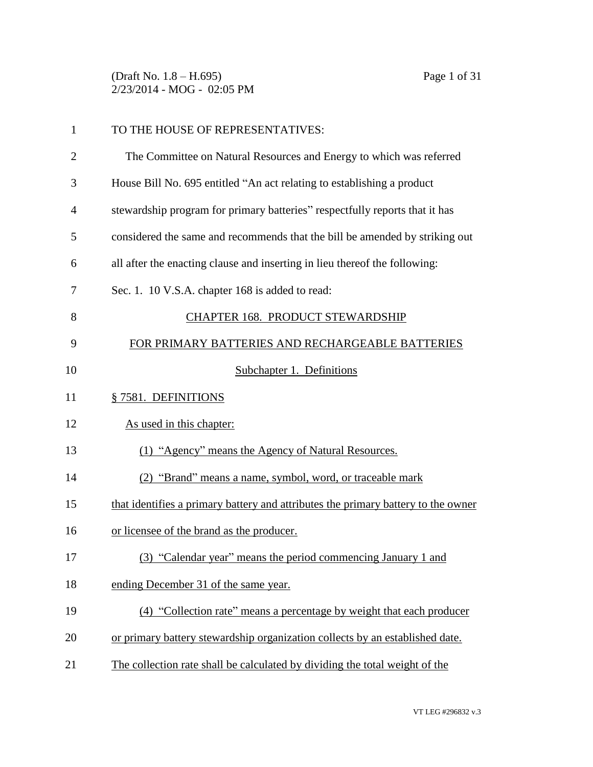TO THE HOUSE OF REPRESENTATIVES:

The Committee on Natural Resources and Energy to which was referred House Bill No. 695 entitled "An act relating to establishing a product stewardship program for primary batteries" respectfully reports that it has considered the same and recommends that the bill be amended by striking out all after the enacting clause and inserting in lieu thereof the following:

Sec. 1. 10 V.S.A. chapter 168 is added to read:

CHAPTER 168. PRODUCT STEWARDSHIP FOR PRIMARY BATTERIES AND RECHARGEABLE BATTERIES

Subchapter 1. Definitions

§ 7581. DEFINITIONS

As used in this chapter:

(1) "Agency" means the Agency of Natural Resources.

(2) "Brand" means a name, symbol, word, or traceable mark that identifies a primary battery and attributes the primary battery to the owner or licensee of the brand as the producer.

(3) "Calendar year" means the period commencing January 1 and ending December 31 of the same year.

(4) "Collection rate" means a percentage by weight that each producer or primary battery stewardship organization collects by an established date. The collection rate shall be calculated by dividing the total weight of the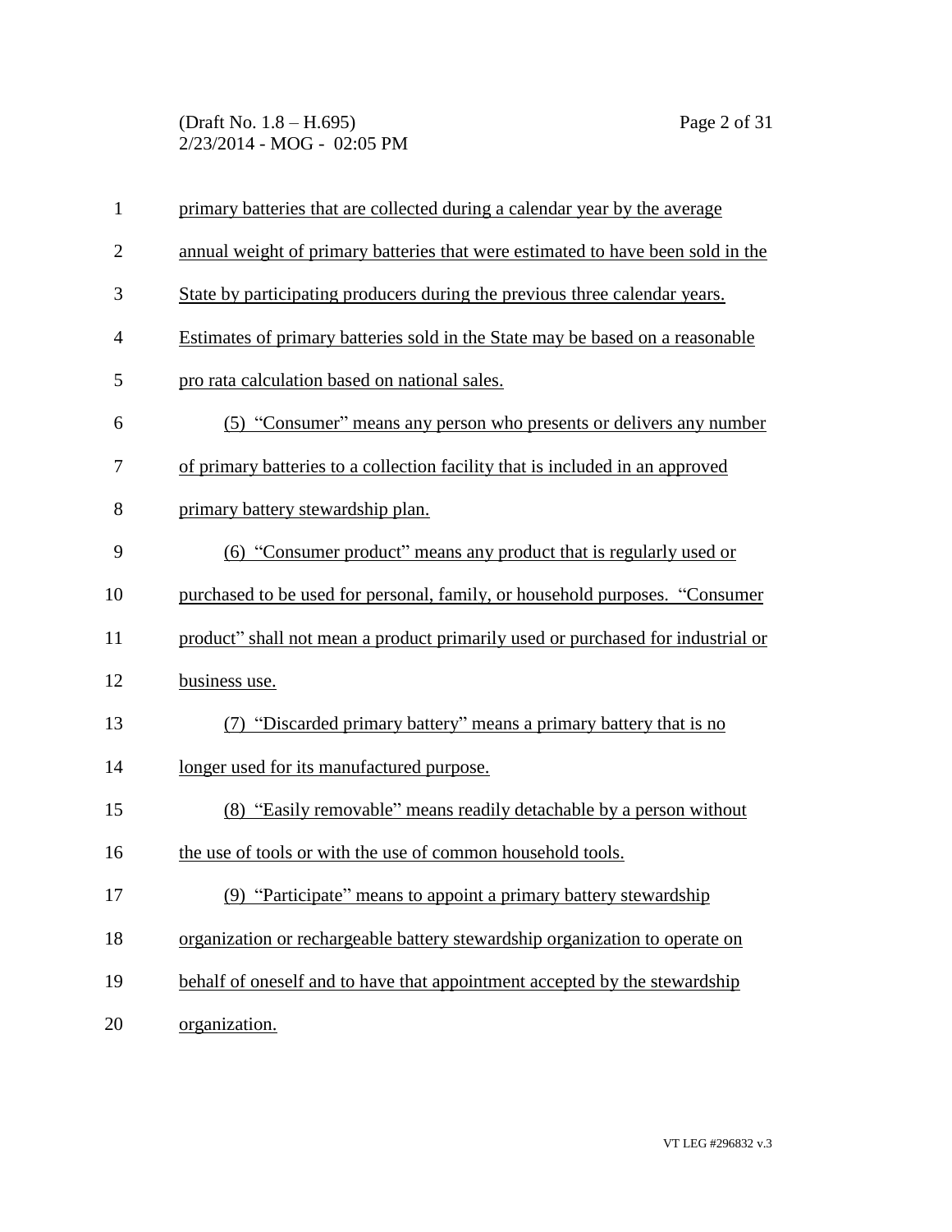primary batteries that are collected during a calendar year by the average annual weight of primary batteries that were estimated to have been sold in the State by participating producers during the previous three calendar years. Estimates of primary batteries sold in the State may be based on a reasonable pro rata calculation based on national sales.

(5) "Consumer" means any person who presents or delivers any number of primary batteries to a collection facility that is included in an approved primary battery stewardship plan.

(6) "Consumer product" means any product that is regularly used or purchased to be used for personal, family, or household purposes. "Consumer product" shall not mean a product primarily used or purchased for industrial or business use.

(7) "Discarded primary battery" means a primary battery that is no longer used for its manufactured purpose.

(8) "Easily removable" means readily detachable by a person without the use of tools or with the use of common household tools.

(9) "Participate" means to appoint a primary battery stewardship organization or rechargeable battery stewardship organization to operate on behalf of oneself and to have that appointment accepted by the stewardship organization.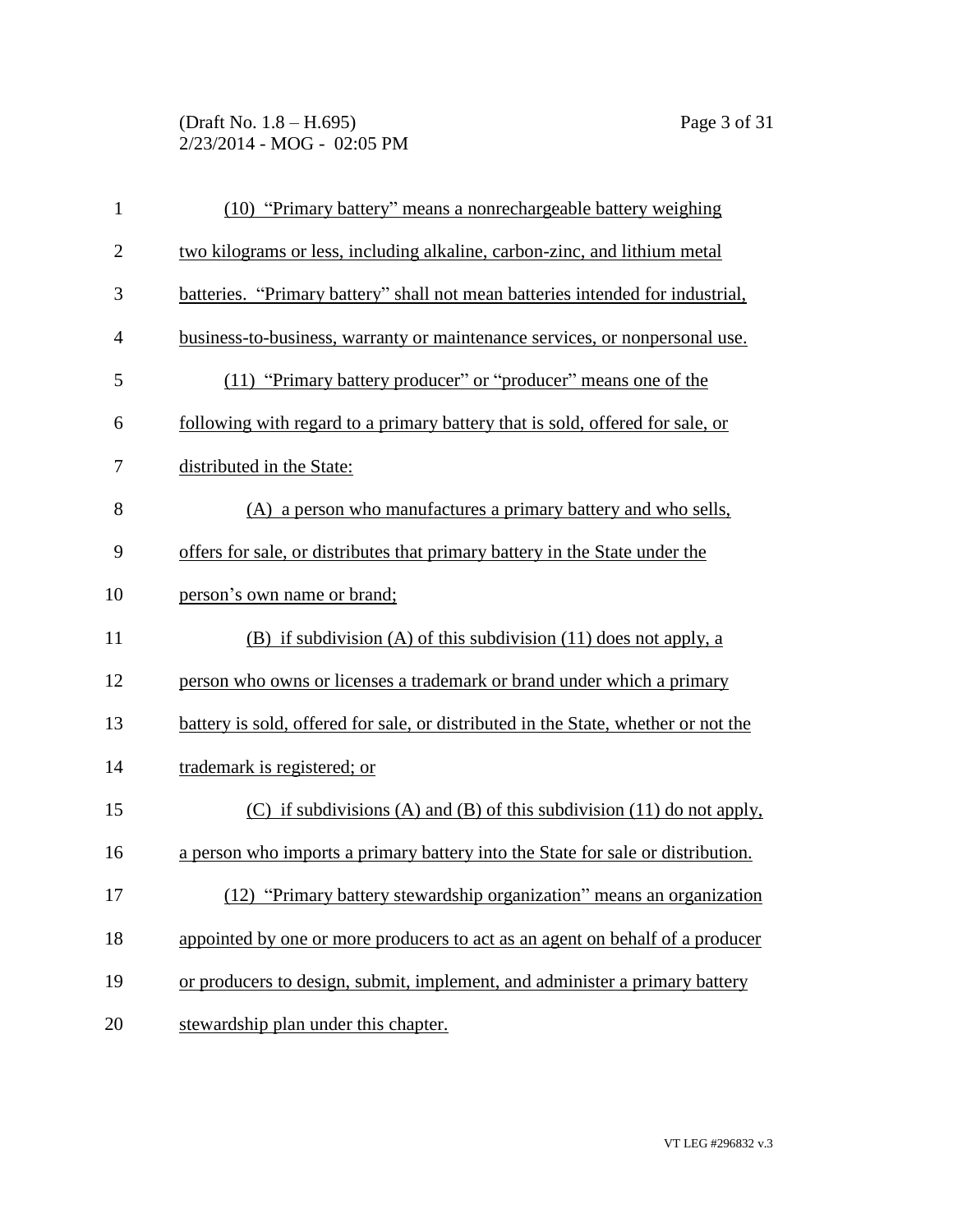(10) "Primary battery" means a nonrechargeable battery weighing two kilograms or less, including alkaline, carbon-zinc, and lithium metal batteries. "Primary battery" shall not mean batteries intended for industrial, business-to-business, warranty or maintenance services, or nonpersonal use.

(11) "Primary battery producer" or "producer" means one of the following with regard to a primary battery that is sold, offered for sale, or distributed in the State:

(A) a person who manufactures a primary battery and who sells, offers for sale, or distributes that primary battery in the State under the person's own name or brand;

(B) if subdivision (A) of this subdivision (11) does not apply, a person who owns or licenses a trademark or brand under which a primary battery is sold, offered for sale, or distributed in the State, whether or not the trademark is registered; or

(C) if subdivisions (A) and (B) of this subdivision (11) do not apply, a person who imports a primary battery into the State for sale or distribution.

(12) "Primary battery stewardship organization" means an organization appointed by one or more producers to act as an agent on behalf of a producer or producers to design, submit, implement, and administer a primary battery stewardship plan under this chapter.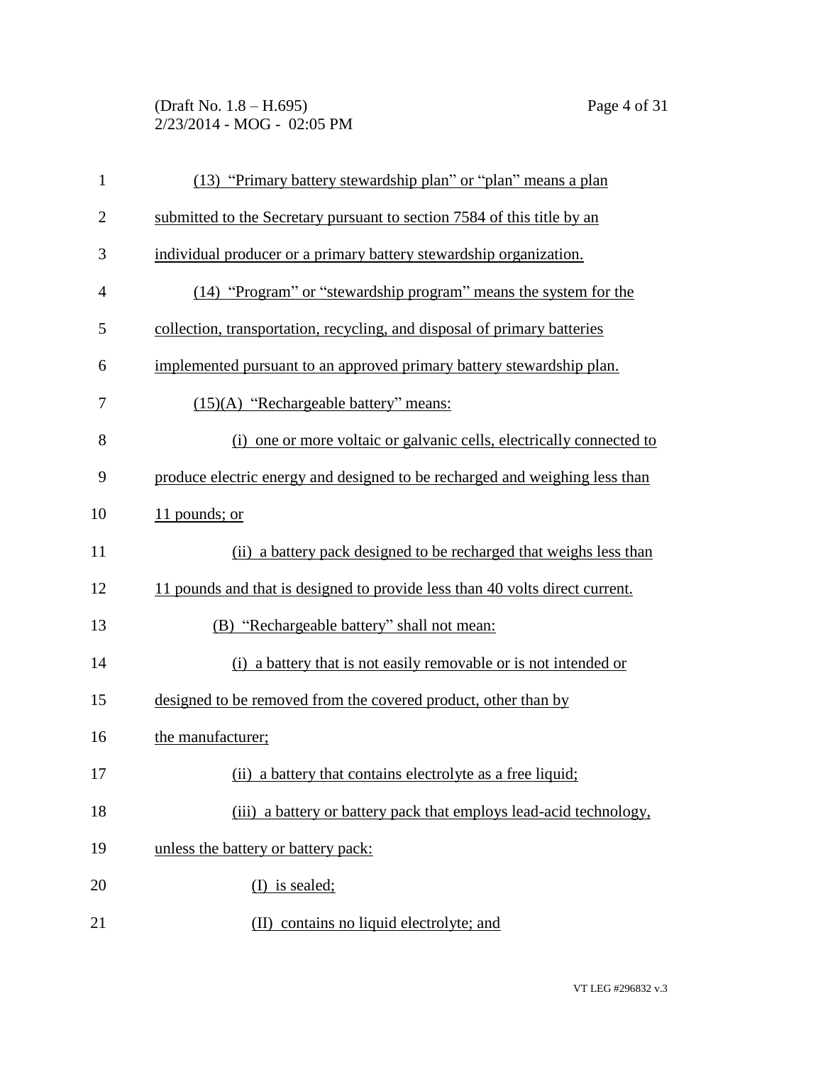(13) "Primary battery stewardship plan" or "plan" means a plan submitted to the Secretary pursuant to section 7584 of this title by an individual producer or a primary battery stewardship organization.

(14) "Program" or "stewardship program" means the system for the collection, transportation, recycling, and disposal of primary batteries implemented pursuant to an approved primary battery stewardship plan.

(15)(A) "Rechargeable battery" means:

(i) one or more voltaic or galvanic cells, electrically connected to produce electric energy and designed to be recharged and weighing less than 11 pounds; or

(ii) a battery pack designed to be recharged that weighs less than 11 pounds and that is designed to provide less than 40 volts direct current.

(B) "Rechargeable battery" shall not mean:

(i) a battery that is not easily removable or is not intended or designed to be removed from the covered product, other than by the manufacturer;

(ii) a battery that contains electrolyte as a free liquid;

(iii) a battery or battery pack that employs lead-acid technology, unless the battery or battery pack:

(I) is sealed;

(II) contains no liquid electrolyte; and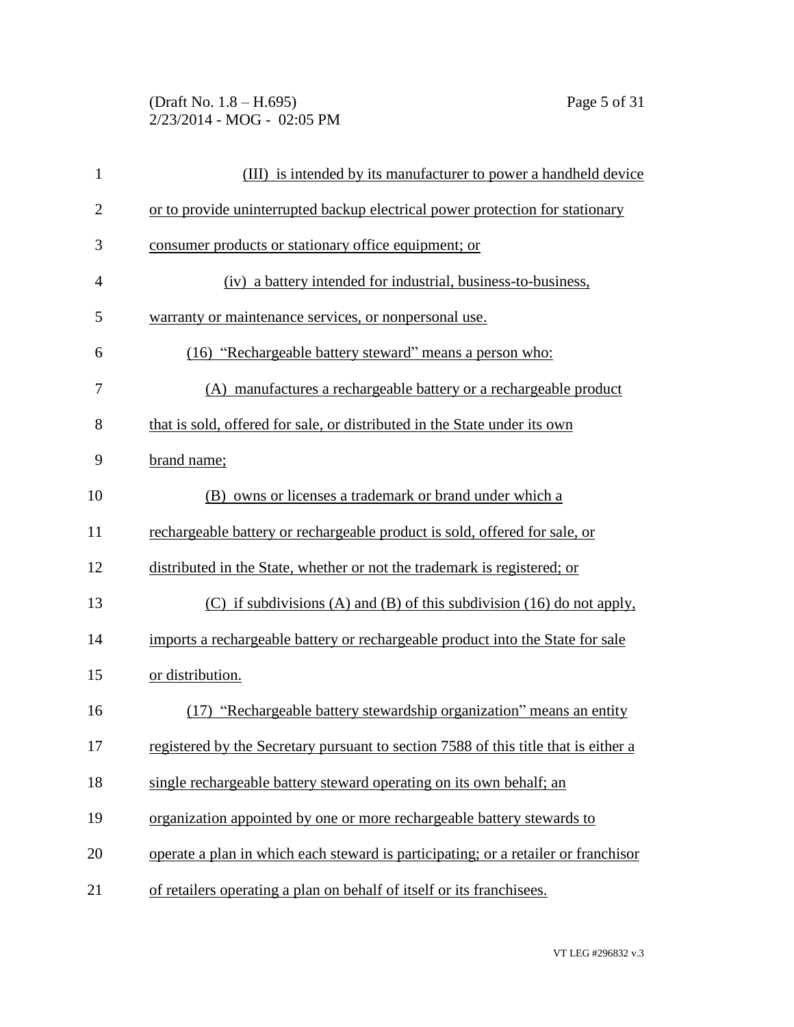(III) is intended by its manufacturer to power a handheld device or to provide uninterrupted backup electrical power protection for stationary consumer products or stationary office equipment; or

(iv) a battery intended for industrial, business-to-business, warranty or maintenance services, or nonpersonal use.

(16) "Rechargeable battery steward" means a person who:

(A) manufactures a rechargeable battery or a rechargeable product that is sold, offered for sale, or distributed in the State under its own brand name;

(B) owns or licenses a trademark or brand under which a rechargeable battery or rechargeable product is sold, offered for sale, or distributed in the State, whether or not the trademark is registered; or

(C) if subdivisions (A) and (B) of this subdivision (16) do not apply, imports a rechargeable battery or rechargeable product into the State for sale or distribution.

(17) "Rechargeable battery stewardship organization" means an entity registered by the Secretary pursuant to section 7588 of this title that is either a single rechargeable battery steward operating on its own behalf; an organization appointed by one or more rechargeable battery stewards to operate a plan in which each steward is participating; or a retailer or franchisor of retailers operating a plan on behalf of itself or its franchisees.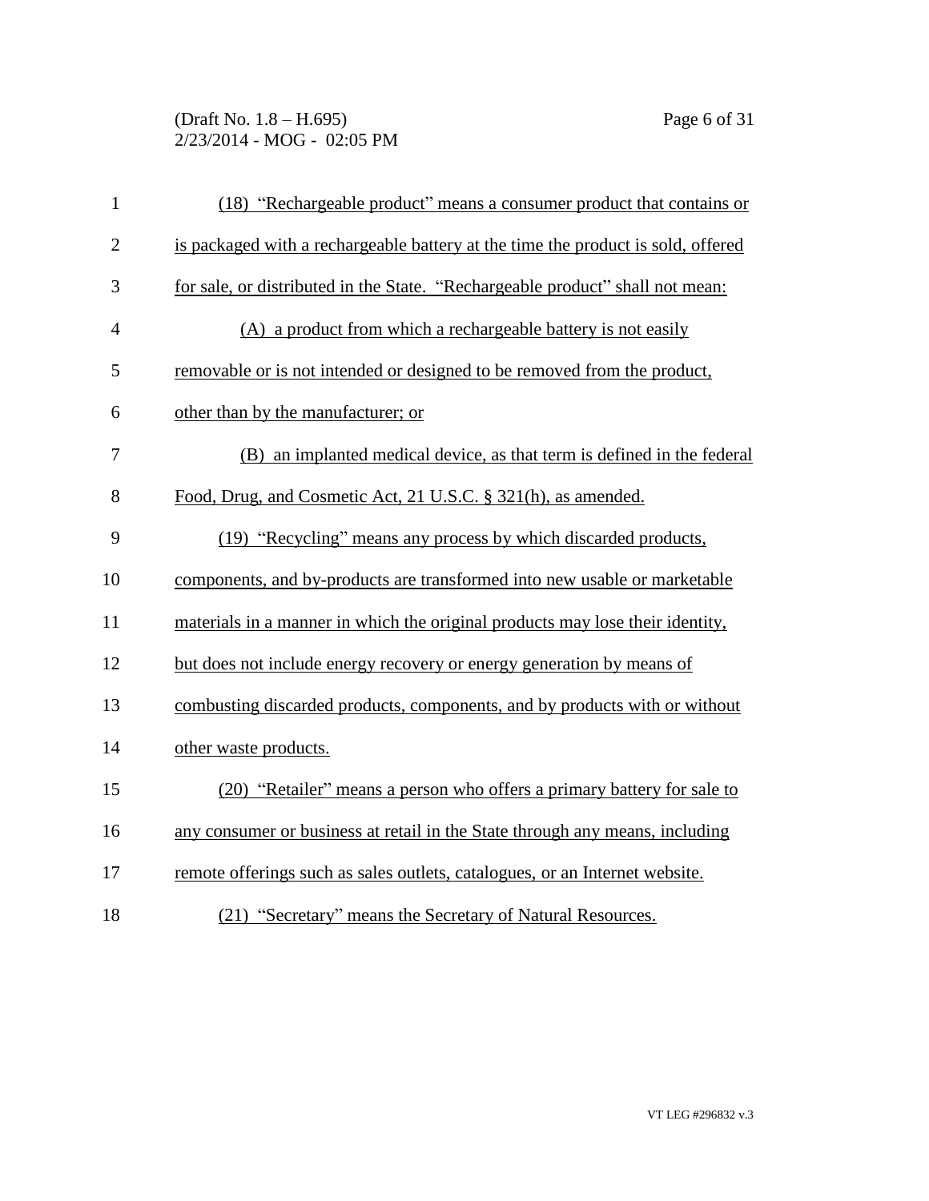(18) "Rechargeable product" means a consumer product that contains or is packaged with a rechargeable battery at the time the product is sold, offered for sale, or distributed in the State. "Rechargeable product" shall not mean:

(A) a product from which a rechargeable battery is not easily removable or is not intended or designed to be removed from the product, other than by the manufacturer; or

(B) an implanted medical device, as that term is defined in the federal Food, Drug, and Cosmetic Act, 21 U.S.C. § 321(h), as amended.

(19) "Recycling" means any process by which discarded products, components, and by-products are transformed into new usable or marketable materials in a manner in which the original products may lose their identity, but does not include energy recovery or energy generation by means of combusting discarded products, components, and by products with or without other waste products.

(20) "Retailer" means a person who offers a primary battery for sale to any consumer or business at retail in the State through any means, including remote offerings such as sales outlets, catalogues, or an Internet website.

(21) "Secretary" means the Secretary of Natural Resources.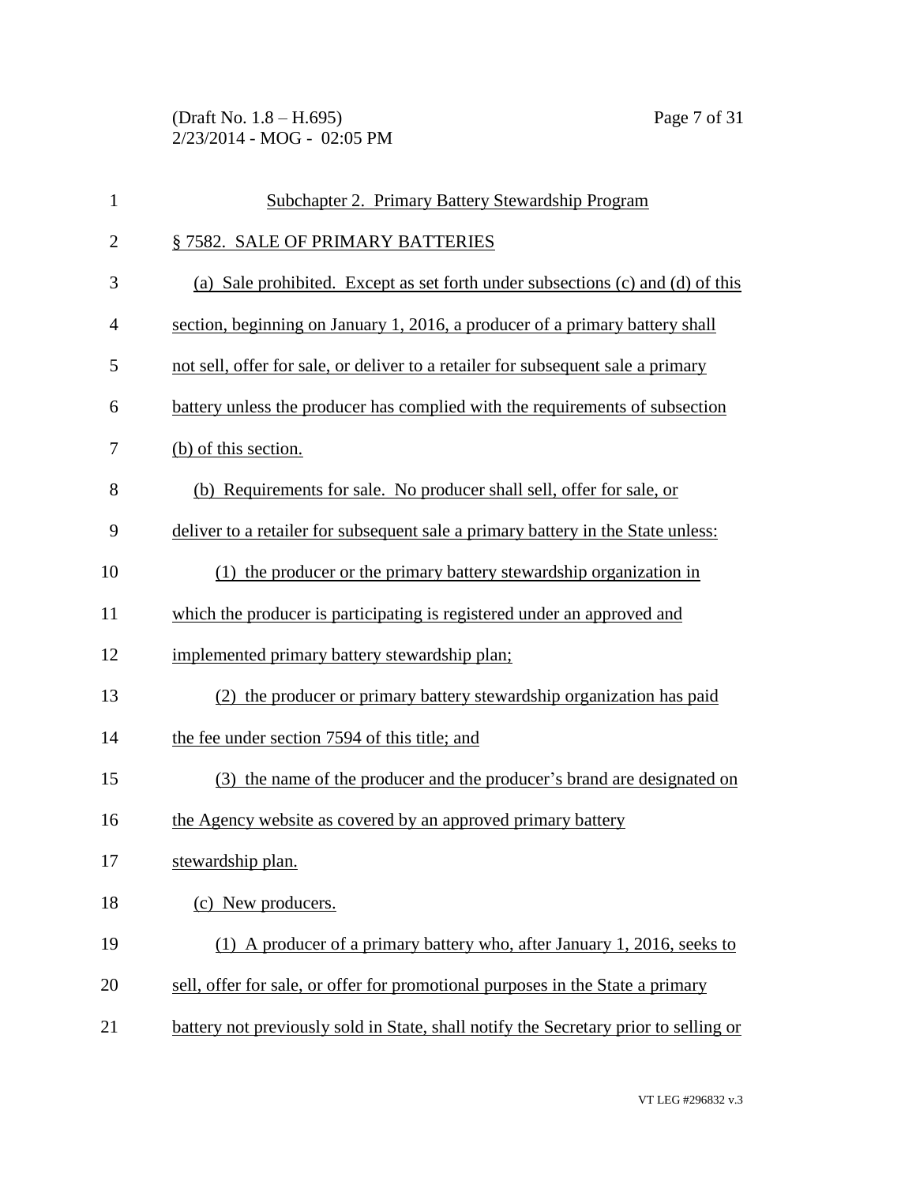## Subchapter 2. Primary Battery Stewardship Program

### § 7582. SALE OF PRIMARY BATTERIES

(a) Sale prohibited. Except as set forth under subsections (c) and (d) of this section, beginning on January 1, 2016, a producer of a primary battery shall not sell, offer for sale, or deliver to a retailer for subsequent sale a primary battery unless the producer has complied with the requirements of subsection (b) of this section.

(b) Requirements for sale. No producer shall sell, offer for sale, or deliver to a retailer for subsequent sale a primary battery in the State unless:

(1) the producer or the primary battery stewardship organization in which the producer is participating is registered under an approved and implemented primary battery stewardship plan;

(2) the producer or primary battery stewardship organization has paid the fee under section 7594 of this title; and

(3) the name of the producer and the producer's brand are designated on the Agency website as covered by an approved primary battery stewardship plan.

(c) New producers.

(1) A producer of a primary battery who, after January 1, 2016, seeks to sell, offer for sale, or offer for promotional purposes in the State a primary battery not previously sold in State, shall notify the Secretary prior to selling or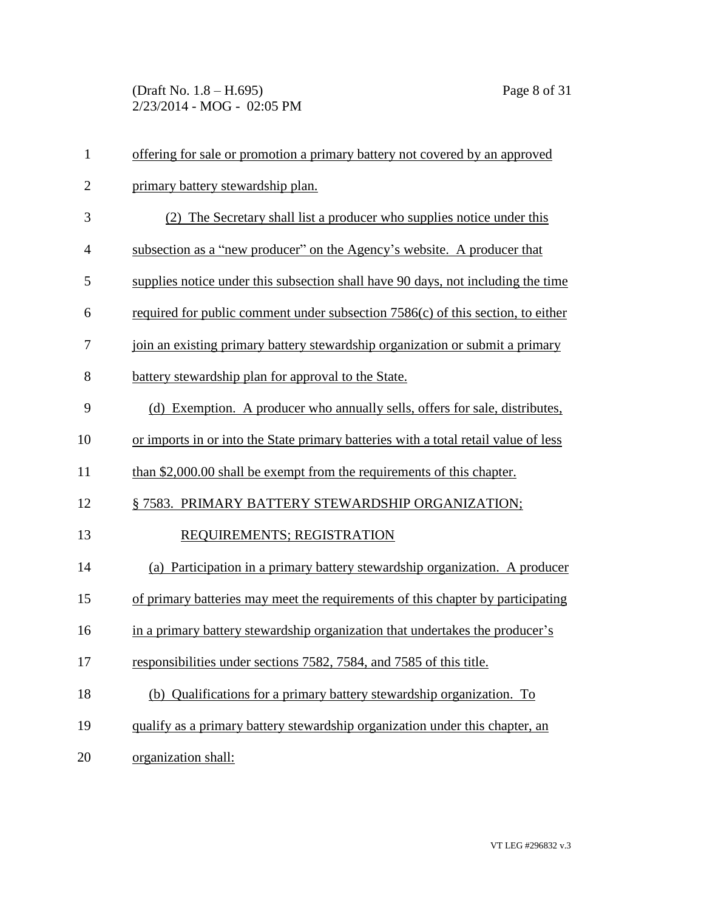offering for sale or promotion a primary battery not covered by an approved primary battery stewardship plan.

(2) The Secretary shall list a producer who supplies notice under this subsection as a "new producer" on the Agency's website. A producer that supplies notice under this subsection shall have 90 days, not including the time required for public comment under subsection 7586(c) of this section, to either join an existing primary battery stewardship organization or submit a primary battery stewardship plan for approval to the State.

(d) Exemption. A producer who annually sells, offers for sale, distributes, or imports in or into the State primary batteries with a total retail value of less than $2,000.00 shall be exempt from the requirements of this chapter.

§ 7583. PRIMARY BATTERY STEWARDSHIP ORGANIZATION; REQUIREMENTS; REGISTRATION

(a) Participation in a primary battery stewardship organization. A producer of primary batteries may meet the requirements of this chapter by participating in a primary battery stewardship organization that undertakes the producer's responsibilities under sections 7582, 7584, and 7585 of this title.

(b) Qualifications for a primary battery stewardship organization. To qualify as a primary battery stewardship organization under this chapter, an organization shall: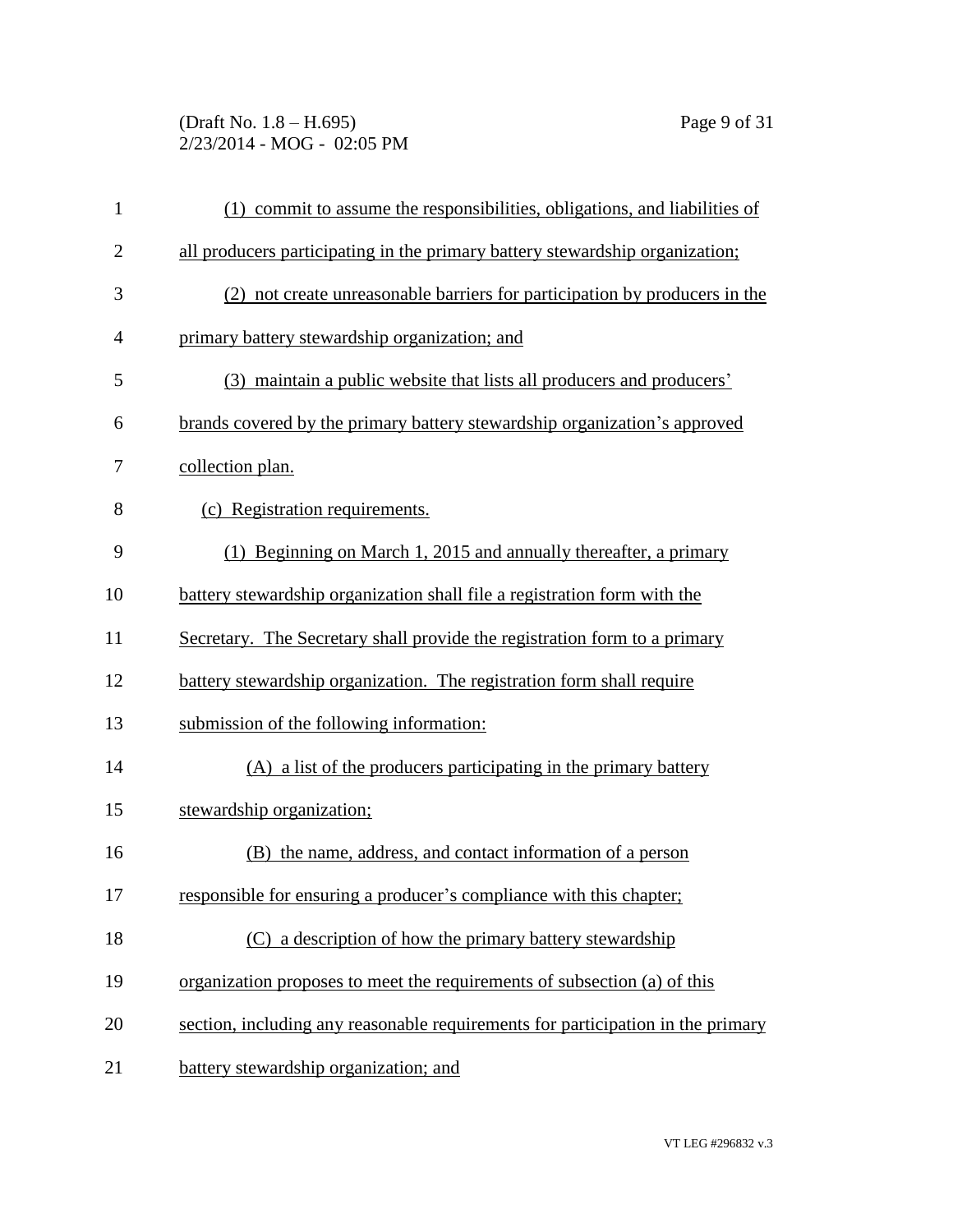(1) commit to assume the responsibilities, obligations, and liabilities of all producers participating in the primary battery stewardship organization;

(2) not create unreasonable barriers for participation by producers in the primary battery stewardship organization; and

(3) maintain a public website that lists all producers and producers' brands covered by the primary battery stewardship organization's approved collection plan.

(c) Registration requirements.

(1) Beginning on March 1, 2015 and annually thereafter, a primary battery stewardship organization shall file a registration form with the Secretary. The Secretary shall provide the registration form to a primary battery stewardship organization. The registration form shall require submission of the following information:

(A) a list of the producers participating in the primary battery stewardship organization;

(B) the name, address, and contact information of a person responsible for ensuring a producer's compliance with this chapter;

(C) a description of how the primary battery stewardship organization proposes to meet the requirements of subsection (a) of this section, including any reasonable requirements for participation in the primary battery stewardship organization; and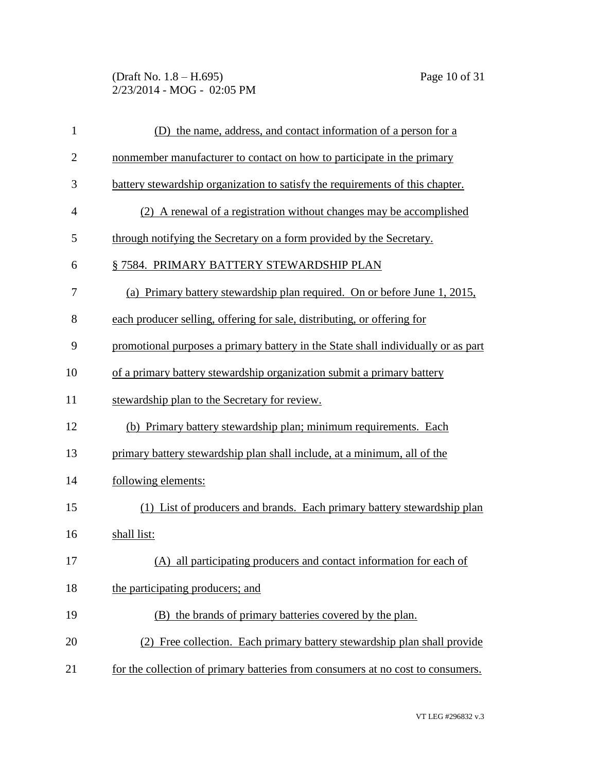(D) the name, address, and contact information of a person for a nonmember manufacturer to contact on how to participate in the primary battery stewardship organization to satisfy the requirements of this chapter.

(2) A renewal of a registration without changes may be accomplished through notifying the Secretary on a form provided by the Secretary.

§ 7584. PRIMARY BATTERY STEWARDSHIP PLAN

(a) Primary battery stewardship plan required. On or before June 1, 2015, each producer selling, offering for sale, distributing, or offering for promotional purposes a primary battery in the State shall individually or as part of a primary battery stewardship organization submit a primary battery stewardship plan to the Secretary for review.

(b) Primary battery stewardship plan; minimum requirements. Each primary battery stewardship plan shall include, at a minimum, all of the following elements:

(1) List of producers and brands. Each primary battery stewardship plan shall list:

(A) all participating producers and contact information for each of the participating producers; and

(B) the brands of primary batteries covered by the plan.

(2) Free collection. Each primary battery stewardship plan shall provide for the collection of primary batteries from consumers at no cost to consumers.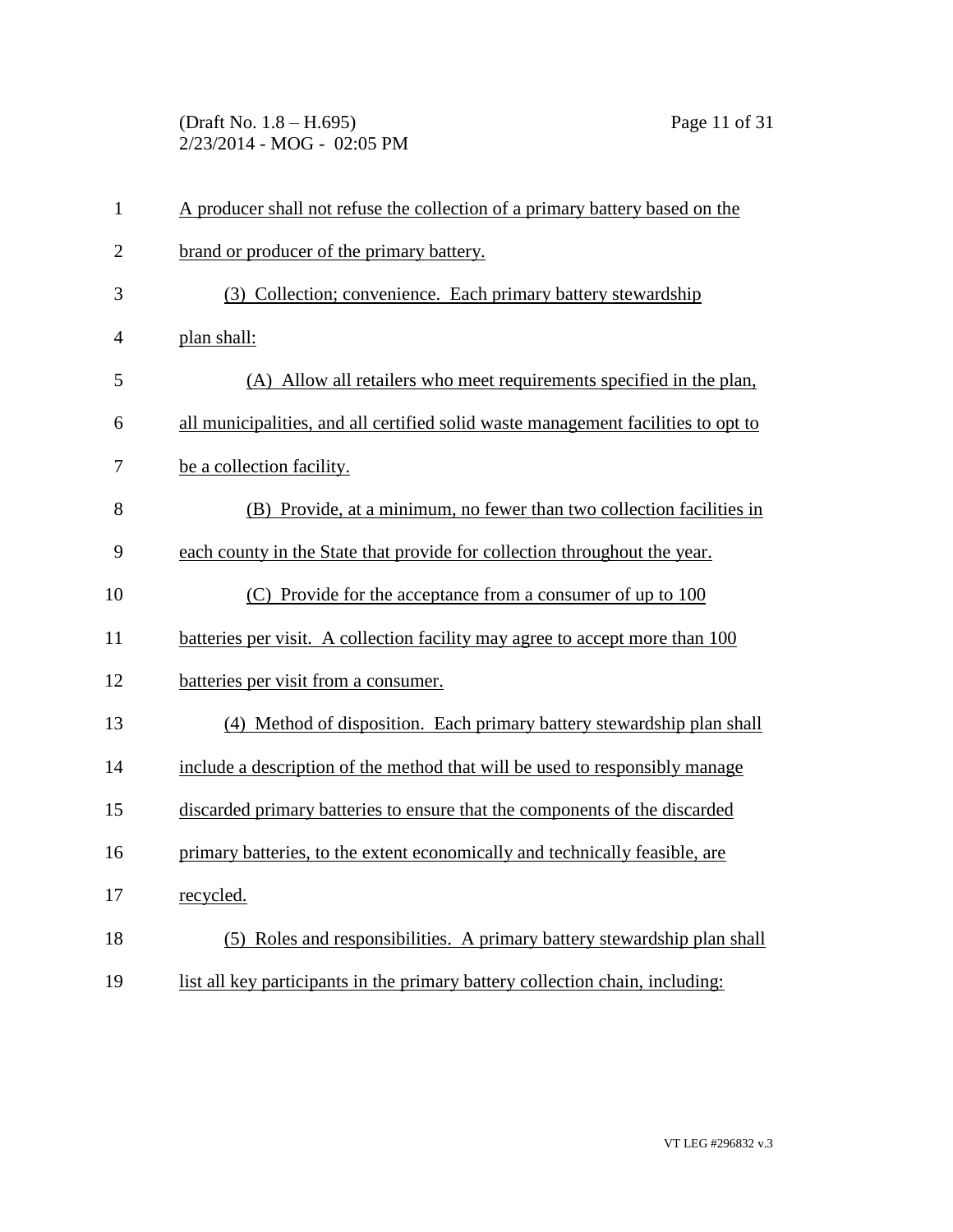A producer shall not refuse the collection of a primary battery based on the brand or producer of the primary battery.

(3) Collection; convenience. Each primary battery stewardship plan shall:

(A) Allow all retailers who meet requirements specified in the plan, all municipalities, and all certified solid waste management facilities to opt to be a collection facility.

(B) Provide, at a minimum, no fewer than two collection facilities in each county in the State that provide for collection throughout the year.

(C) Provide for the acceptance from a consumer of up to 100 batteries per visit. A collection facility may agree to accept more than 100 batteries per visit from a consumer.

(4) Method of disposition. Each primary battery stewardship plan shall include a description of the method that will be used to responsibly manage discarded primary batteries to ensure that the components of the discarded primary batteries, to the extent economically and technically feasible, are recycled.

(5) Roles and responsibilities. A primary battery stewardship plan shall list all key participants in the primary battery collection chain, including: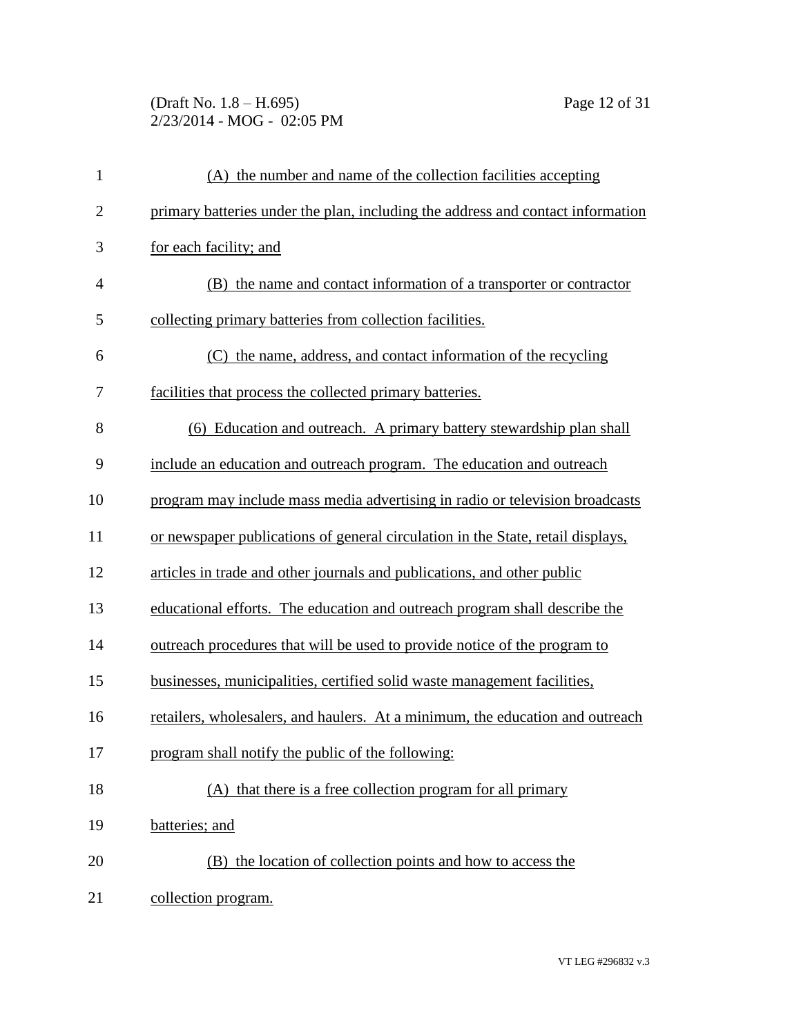(A) the number and name of the collection facilities accepting primary batteries under the plan, including the address and contact information for each facility; and

(B) the name and contact information of a transporter or contractor collecting primary batteries from collection facilities.

(C) the name, address, and contact information of the recycling facilities that process the collected primary batteries.

(6) Education and outreach. A primary battery stewardship plan shall include an education and outreach program. The education and outreach program may include mass media advertising in radio or television broadcasts or newspaper publications of general circulation in the State, retail displays, articles in trade and other journals and publications, and other public educational efforts. The education and outreach program shall describe the outreach procedures that will be used to provide notice of the program to businesses, municipalities, certified solid waste management facilities, retailers, wholesalers, and haulers. At a minimum, the education and outreach program shall notify the public of the following:

(A) that there is a free collection program for all primary batteries; and

(B) the location of collection points and how to access the collection program.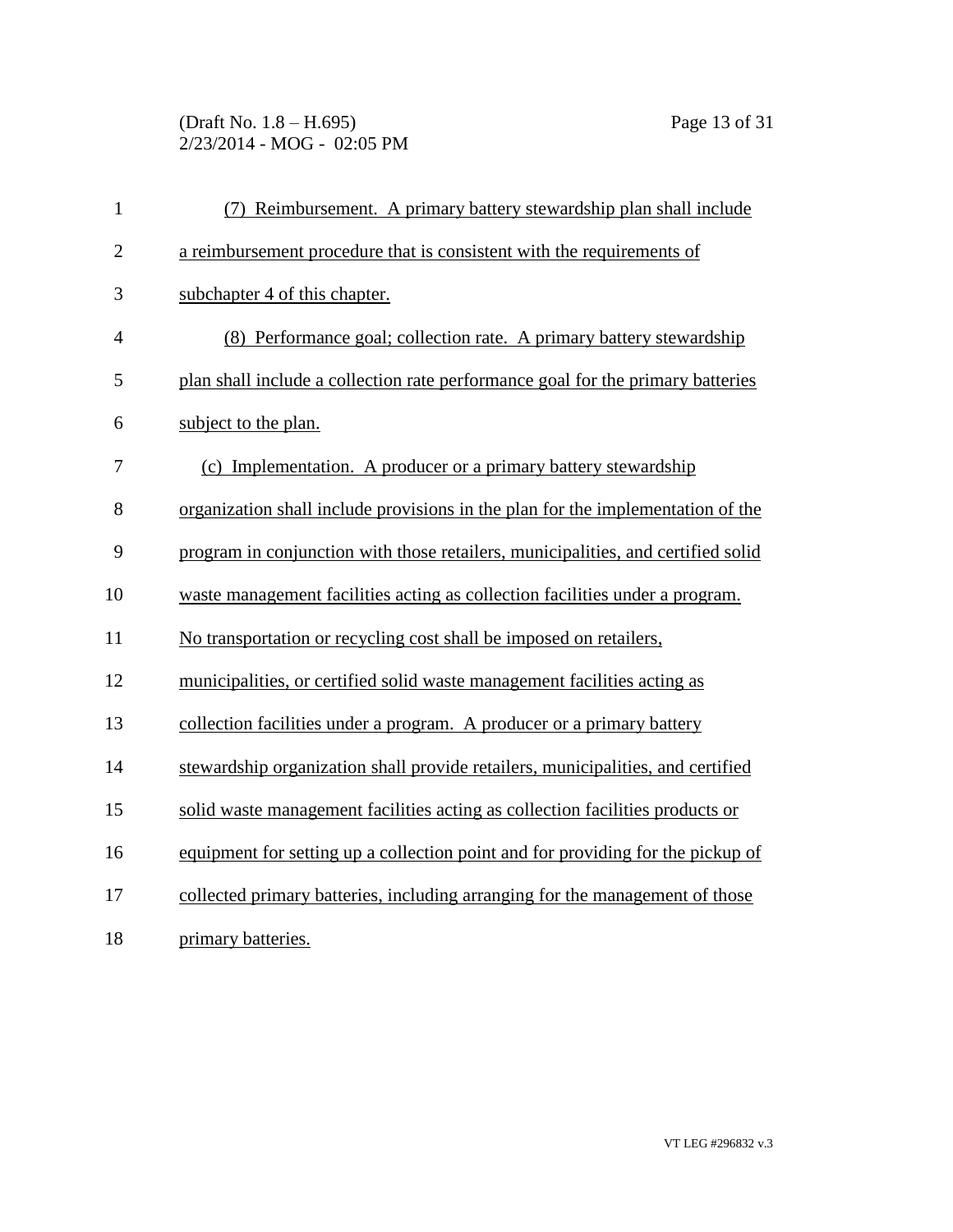(7) Reimbursement. A primary battery stewardship plan shall include a reimbursement procedure that is consistent with the requirements of subchapter 4 of this chapter.

(8) Performance goal; collection rate. A primary battery stewardship plan shall include a collection rate performance goal for the primary batteries subject to the plan.

(c) Implementation. A producer or a primary battery stewardship organization shall include provisions in the plan for the implementation of the program in conjunction with those retailers, municipalities, and certified solid waste management facilities acting as collection facilities under a program. No transportation or recycling cost shall be imposed on retailers, municipalities, or certified solid waste management facilities acting as collection facilities under a program. A producer or a primary battery stewardship organization shall provide retailers, municipalities, and certified solid waste management facilities acting as collection facilities products or equipment for setting up a collection point and for providing for the pickup of collected primary batteries, including arranging for the management of those primary batteries.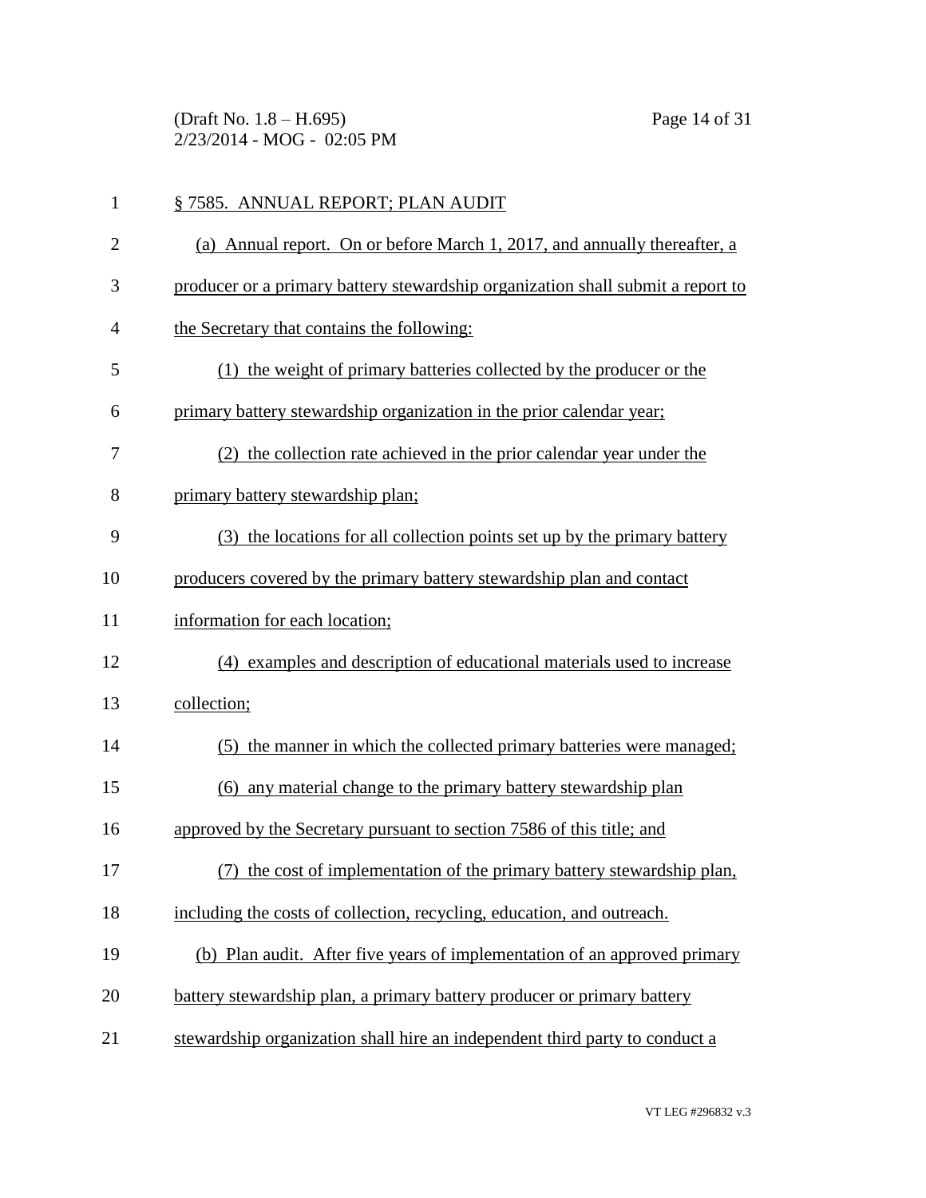§ 7585. ANNUAL REPORT; PLAN AUDIT

(a) Annual report. On or before March 1, 2017, and annually thereafter, a producer or a primary battery stewardship organization shall submit a report to the Secretary that contains the following:

(1) the weight of primary batteries collected by the producer or the primary battery stewardship organization in the prior calendar year;

(2) the collection rate achieved in the prior calendar year under the primary battery stewardship plan;

(3) the locations for all collection points set up by the primary battery producers covered by the primary battery stewardship plan and contact information for each location;

(4) examples and description of educational materials used to increase collection;

(5) the manner in which the collected primary batteries were managed;

(6) any material change to the primary battery stewardship plan approved by the Secretary pursuant to section 7586 of this title; and

(7) the cost of implementation of the primary battery stewardship plan, including the costs of collection, recycling, education, and outreach.

(b) Plan audit. After five years of implementation of an approved primary battery stewardship plan, a primary battery producer or primary battery stewardship organization shall hire an independent third party to conduct a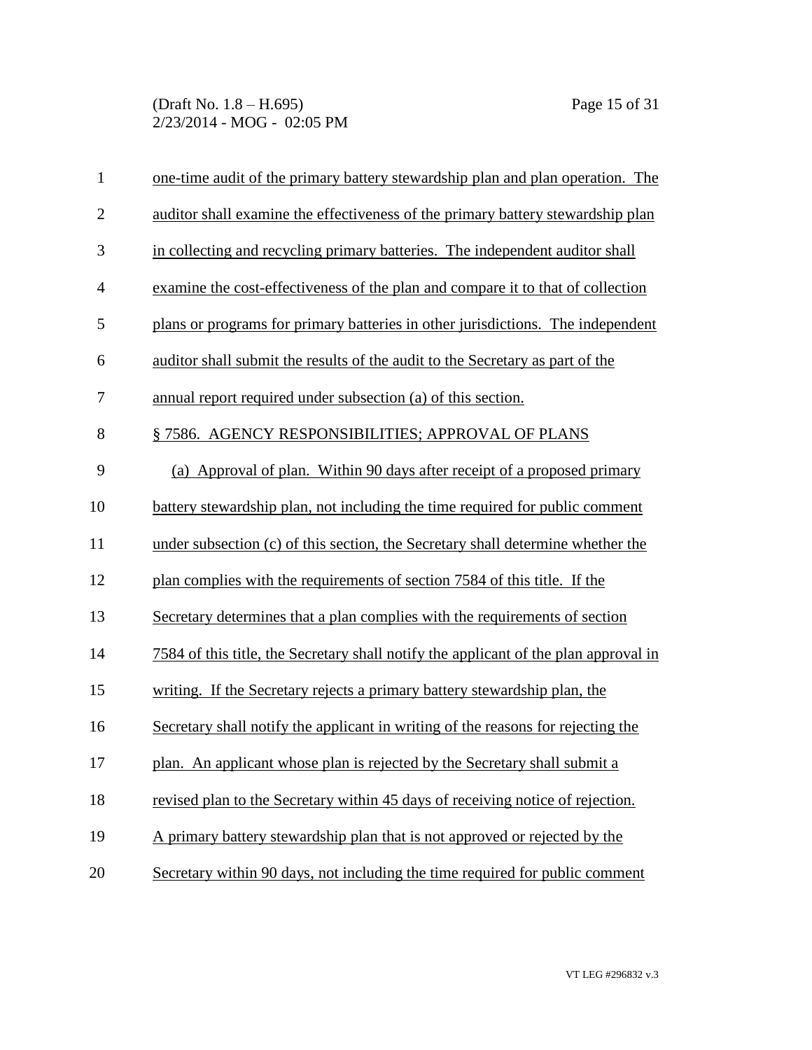one-time audit of the primary battery stewardship plan and plan operation. The auditor shall examine the effectiveness of the primary battery stewardship plan in collecting and recycling primary batteries. The independent auditor shall examine the cost-effectiveness of the plan and compare it to that of collection plans or programs for primary batteries in other jurisdictions. The independent auditor shall submit the results of the audit to the Secretary as part of the annual report required under subsection (a) of this section.

§ 7586. AGENCY RESPONSIBILITIES; APPROVAL OF PLANS

(a) Approval of plan. Within 90 days after receipt of a proposed primary battery stewardship plan, not including the time required for public comment under subsection (c) of this section, the Secretary shall determine whether the plan complies with the requirements of section 7584 of this title. If the Secretary determines that a plan complies with the requirements of section 7584 of this title, the Secretary shall notify the applicant of the plan approval in writing. If the Secretary rejects a primary battery stewardship plan, the Secretary shall notify the applicant in writing of the reasons for rejecting the plan. An applicant whose plan is rejected by the Secretary shall submit a revised plan to the Secretary within 45 days of receiving notice of rejection. A primary battery stewardship plan that is not approved or rejected by the Secretary within 90 days, not including the time required for public comment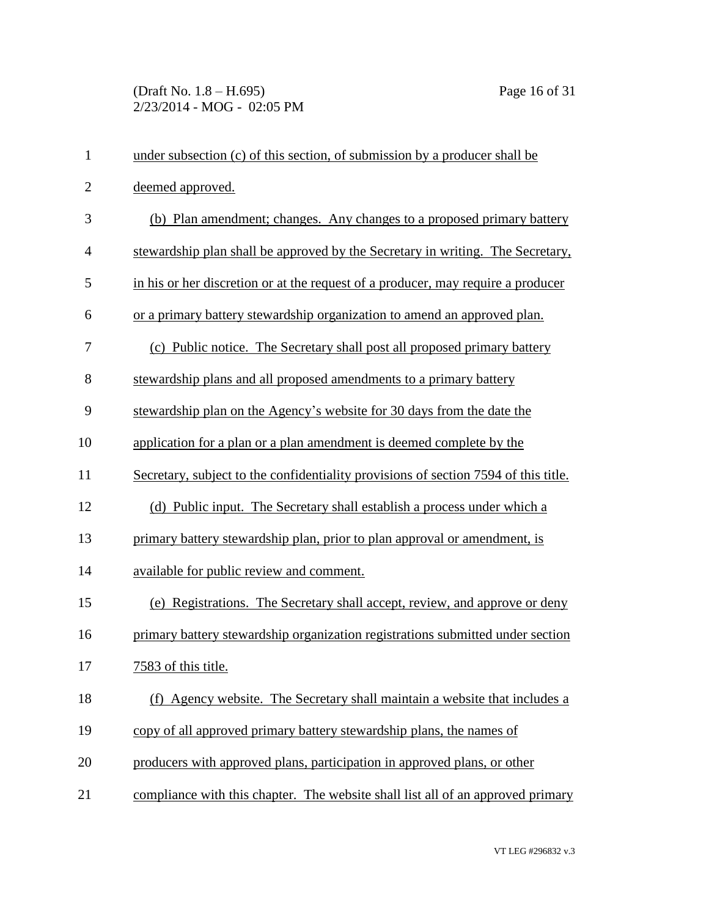under subsection (c) of this section, of submission by a producer shall be deemed approved.

(b) Plan amendment; changes. Any changes to a proposed primary battery stewardship plan shall be approved by the Secretary in writing. The Secretary, in his or her discretion or at the request of a producer, may require a producer or a primary battery stewardship organization to amend an approved plan.

(c) Public notice. The Secretary shall post all proposed primary battery stewardship plans and all proposed amendments to a primary battery stewardship plan on the Agency's website for 30 days from the date the application for a plan or a plan amendment is deemed complete by the Secretary, subject to the confidentiality provisions of section 7594 of this title.

(d) Public input. The Secretary shall establish a process under which a primary battery stewardship plan, prior to plan approval or amendment, is available for public review and comment.

(e) Registrations. The Secretary shall accept, review, and approve or deny primary battery stewardship organization registrations submitted under section 7583 of this title.

(f) Agency website. The Secretary shall maintain a website that includes a copy of all approved primary battery stewardship plans, the names of producers with approved plans, participation in approved plans, or other compliance with this chapter. The website shall list all of an approved primary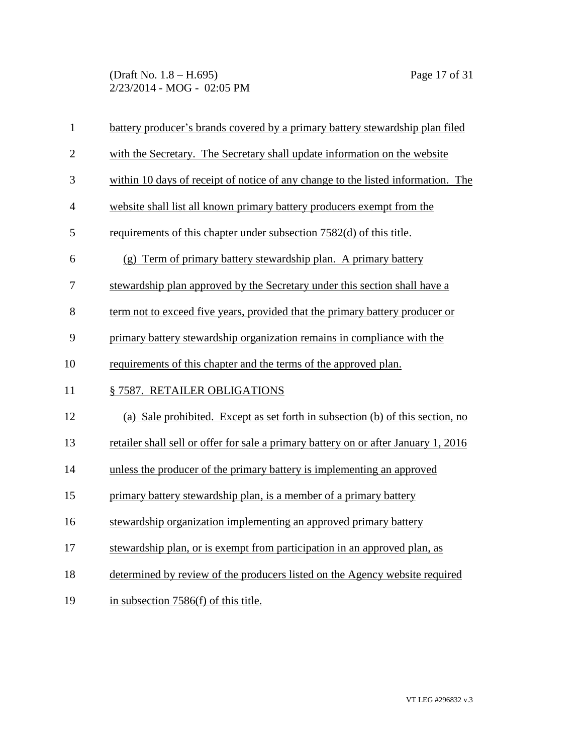battery producer's brands covered by a primary battery stewardship plan filed with the Secretary. The Secretary shall update information on the website within 10 days of receipt of notice of any change to the listed information. The website shall list all known primary battery producers exempt from the requirements of this chapter under subsection 7582(d) of this title.

(g) Term of primary battery stewardship plan. A primary battery stewardship plan approved by the Secretary under this section shall have a term not to exceed five years, provided that the primary battery producer or primary battery stewardship organization remains in compliance with the requirements of this chapter and the terms of the approved plan.

## § 7587. RETAILER OBLIGATIONS

(a) Sale prohibited. Except as set forth in subsection (b) of this section, no retailer shall sell or offer for sale a primary battery on or after January 1, 2016 unless the producer of the primary battery is implementing an approved primary battery stewardship plan, is a member of a primary battery stewardship organization implementing an approved primary battery stewardship plan, or is exempt from participation in an approved plan, as determined by review of the producers listed on the Agency website required in subsection 7586(f) of this title.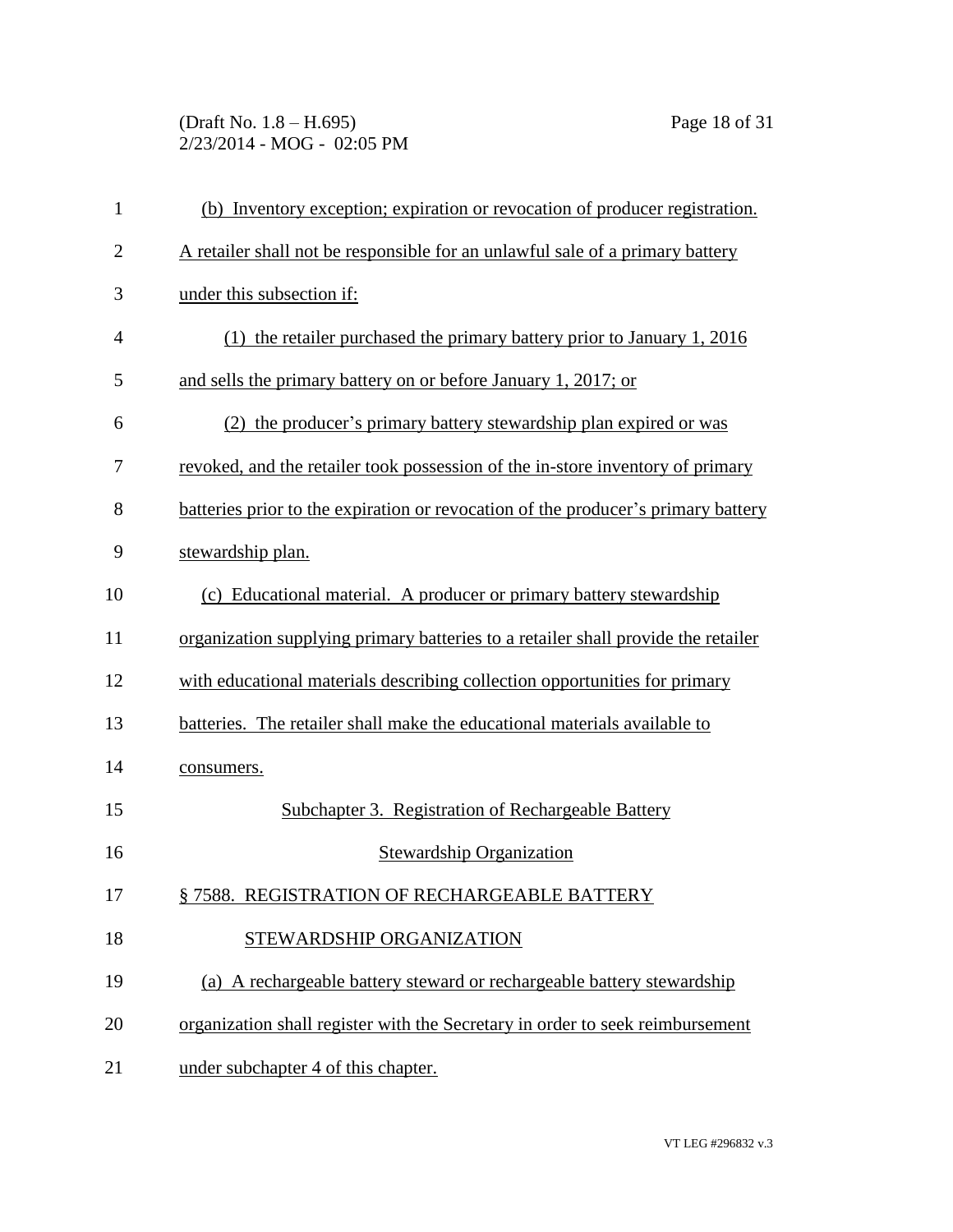(b) Inventory exception; expiration or revocation of producer registration. A retailer shall not be responsible for an unlawful sale of a primary battery under this subsection if:

(1) the retailer purchased the primary battery prior to January 1, 2016 and sells the primary battery on or before January 1, 2017; or

(2) the producer's primary battery stewardship plan expired or was revoked, and the retailer took possession of the in-store inventory of primary batteries prior to the expiration or revocation of the producer's primary battery stewardship plan.

(c) Educational material. A producer or primary battery stewardship organization supplying primary batteries to a retailer shall provide the retailer with educational materials describing collection opportunities for primary batteries. The retailer shall make the educational materials available to consumers.

## Subchapter 3. Registration of Rechargeable Battery Stewardship Organization

### § 7588. REGISTRATION OF RECHARGEABLE BATTERY STEWARDSHIP ORGANIZATION

(a) A rechargeable battery steward or rechargeable battery stewardship organization shall register with the Secretary in order to seek reimbursement under subchapter 4 of this chapter.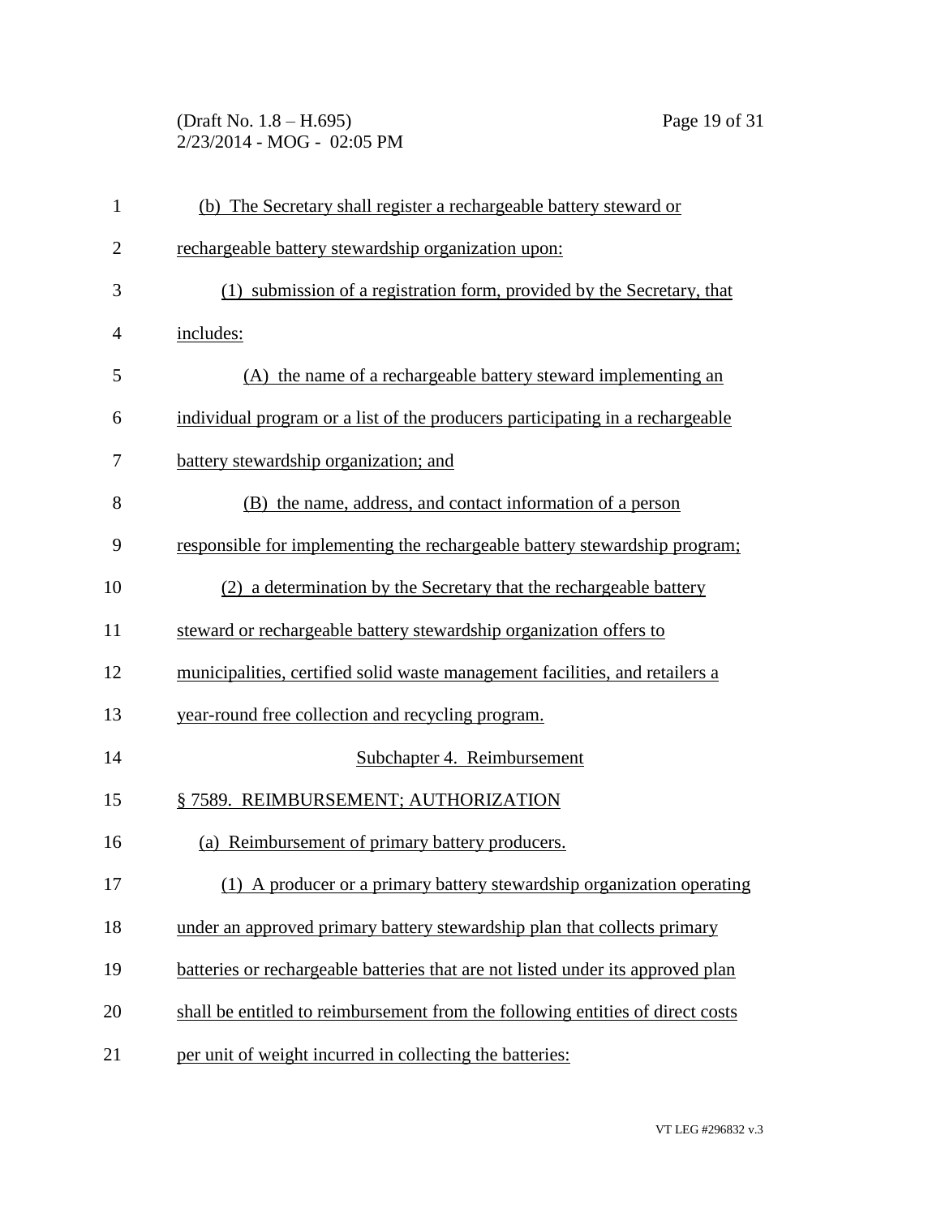(b) The Secretary shall register a rechargeable battery steward or rechargeable battery stewardship organization upon:

(1) submission of a registration form, provided by the Secretary, that includes:

(A) the name of a rechargeable battery steward implementing an individual program or a list of the producers participating in a rechargeable battery stewardship organization; and

(B) the name, address, and contact information of a person responsible for implementing the rechargeable battery stewardship program;

(2) a determination by the Secretary that the rechargeable battery steward or rechargeable battery stewardship organization offers to municipalities, certified solid waste management facilities, and retailers a year-round free collection and recycling program.

## Subchapter 4. Reimbursement

### § 7589. REIMBURSEMENT; AUTHORIZATION

(a) Reimbursement of primary battery producers.

(1) A producer or a primary battery stewardship organization operating under an approved primary battery stewardship plan that collects primary batteries or rechargeable batteries that are not listed under its approved plan shall be entitled to reimbursement from the following entities of direct costs per unit of weight incurred in collecting the batteries: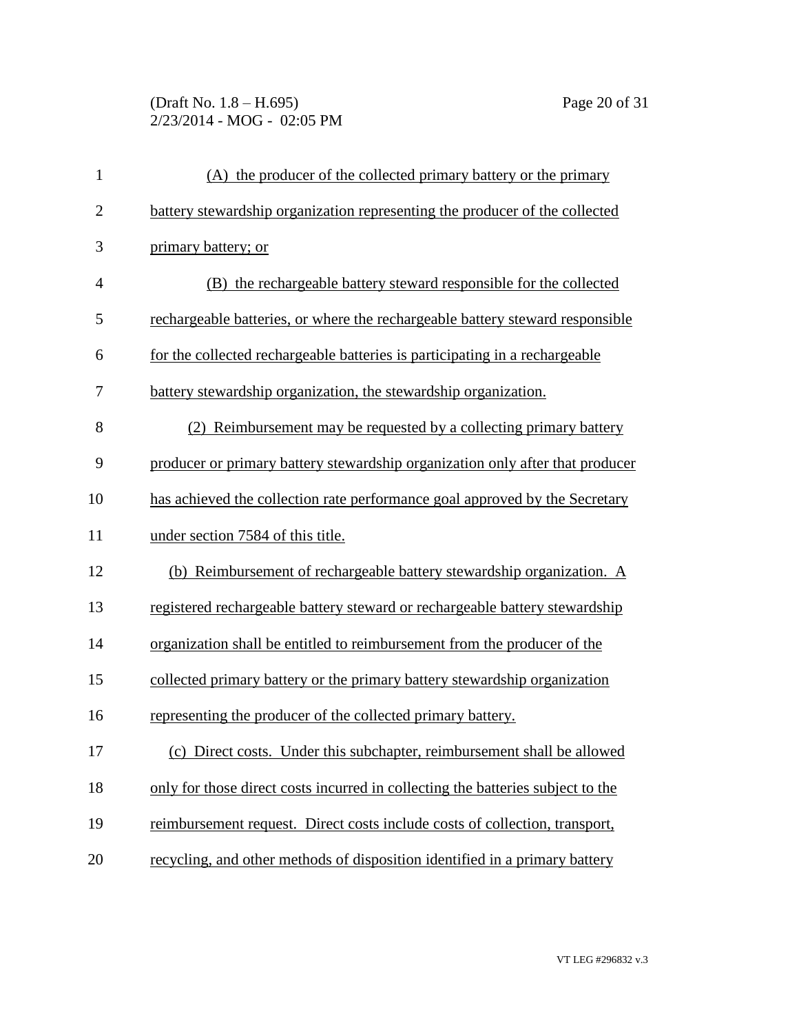(A) the producer of the collected primary battery or the primary battery stewardship organization representing the producer of the collected primary battery; or

(B) the rechargeable battery steward responsible for the collected rechargeable batteries, or where the rechargeable battery steward responsible for the collected rechargeable batteries is participating in a rechargeable battery stewardship organization, the stewardship organization.

(2) Reimbursement may be requested by a collecting primary battery producer or primary battery stewardship organization only after that producer has achieved the collection rate performance goal approved by the Secretary under section 7584 of this title.

(b) Reimbursement of rechargeable battery stewardship organization. A registered rechargeable battery steward or rechargeable battery stewardship organization shall be entitled to reimbursement from the producer of the collected primary battery or the primary battery stewardship organization representing the producer of the collected primary battery.

(c) Direct costs. Under this subchapter, reimbursement shall be allowed only for those direct costs incurred in collecting the batteries subject to the reimbursement request. Direct costs include costs of collection, transport, recycling, and other methods of disposition identified in a primary battery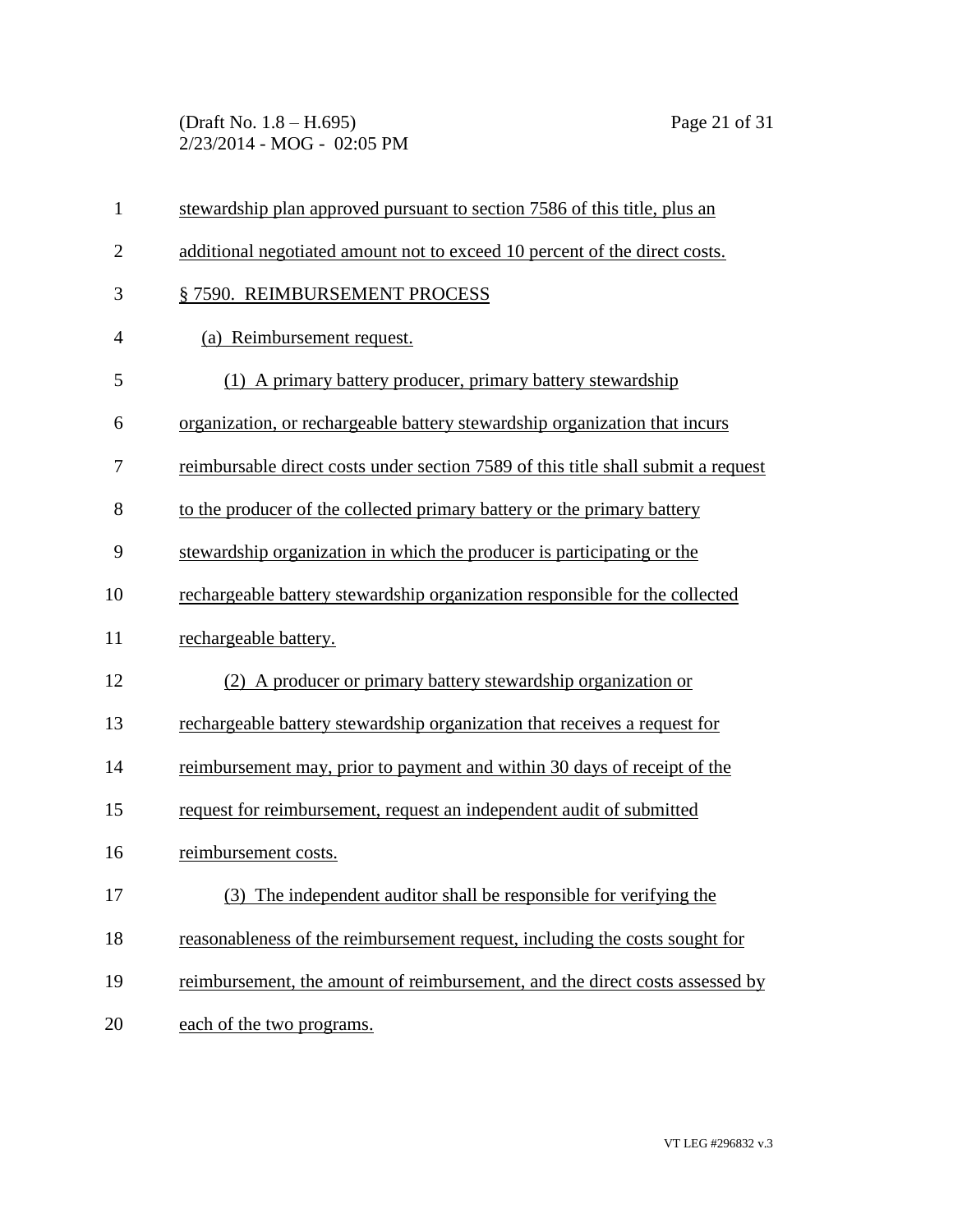stewardship plan approved pursuant to section 7586 of this title, plus an additional negotiated amount not to exceed 10 percent of the direct costs.

§ 7590. REIMBURSEMENT PROCESS

(a) Reimbursement request.

(1) A primary battery producer, primary battery stewardship organization, or rechargeable battery stewardship organization that incurs reimbursable direct costs under section 7589 of this title shall submit a request to the producer of the collected primary battery or the primary battery stewardship organization in which the producer is participating or the rechargeable battery stewardship organization responsible for the collected rechargeable battery.

(2) A producer or primary battery stewardship organization or rechargeable battery stewardship organization that receives a request for reimbursement may, prior to payment and within 30 days of receipt of the request for reimbursement, request an independent audit of submitted reimbursement costs.

(3) The independent auditor shall be responsible for verifying the reasonableness of the reimbursement request, including the costs sought for reimbursement, the amount of reimbursement, and the direct costs assessed by each of the two programs.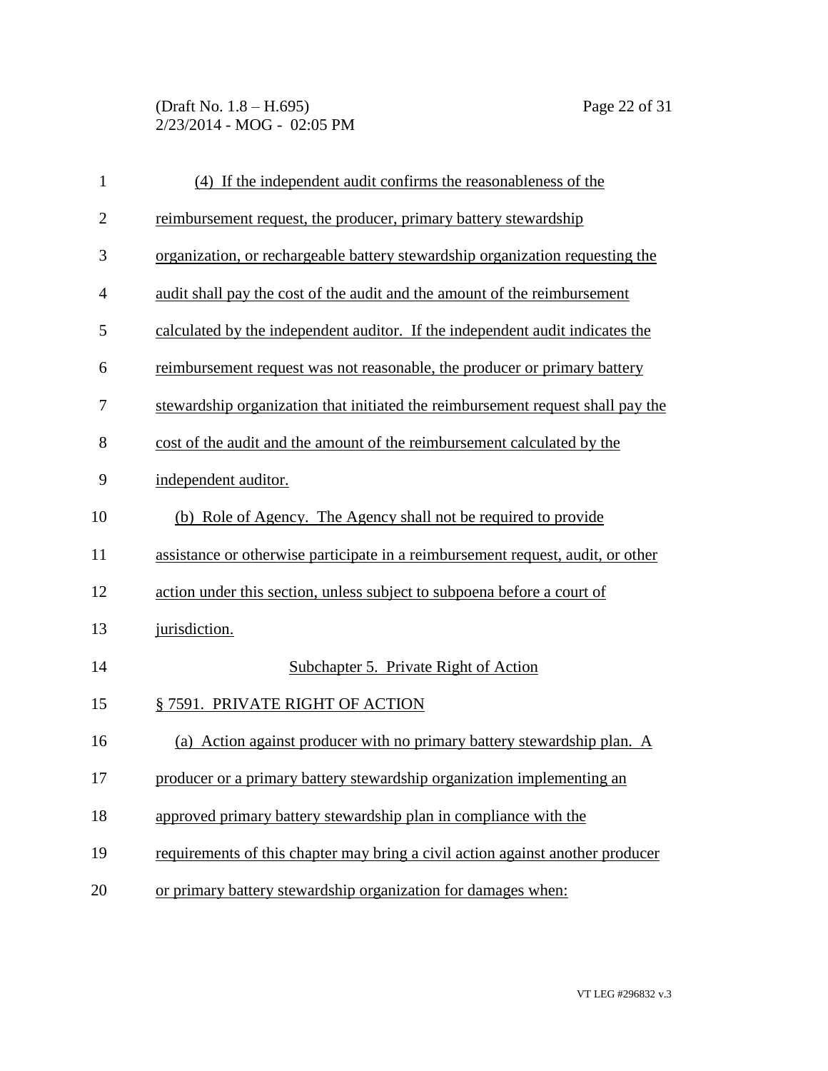(4) If the independent audit confirms the reasonableness of the reimbursement request, the producer, primary battery stewardship organization, or rechargeable battery stewardship organization requesting the audit shall pay the cost of the audit and the amount of the reimbursement calculated by the independent auditor. If the independent audit indicates the reimbursement request was not reasonable, the producer or primary battery stewardship organization that initiated the reimbursement request shall pay the cost of the audit and the amount of the reimbursement calculated by the independent auditor.

(b) Role of Agency. The Agency shall not be required to provide assistance or otherwise participate in a reimbursement request, audit, or other action under this section, unless subject to subpoena before a court of jurisdiction.

## Subchapter 5. Private Right of Action

### § 7591. PRIVATE RIGHT OF ACTION

(a) Action against producer with no primary battery stewardship plan. A producer or a primary battery stewardship organization implementing an approved primary battery stewardship plan in compliance with the requirements of this chapter may bring a civil action against another producer or primary battery stewardship organization for damages when: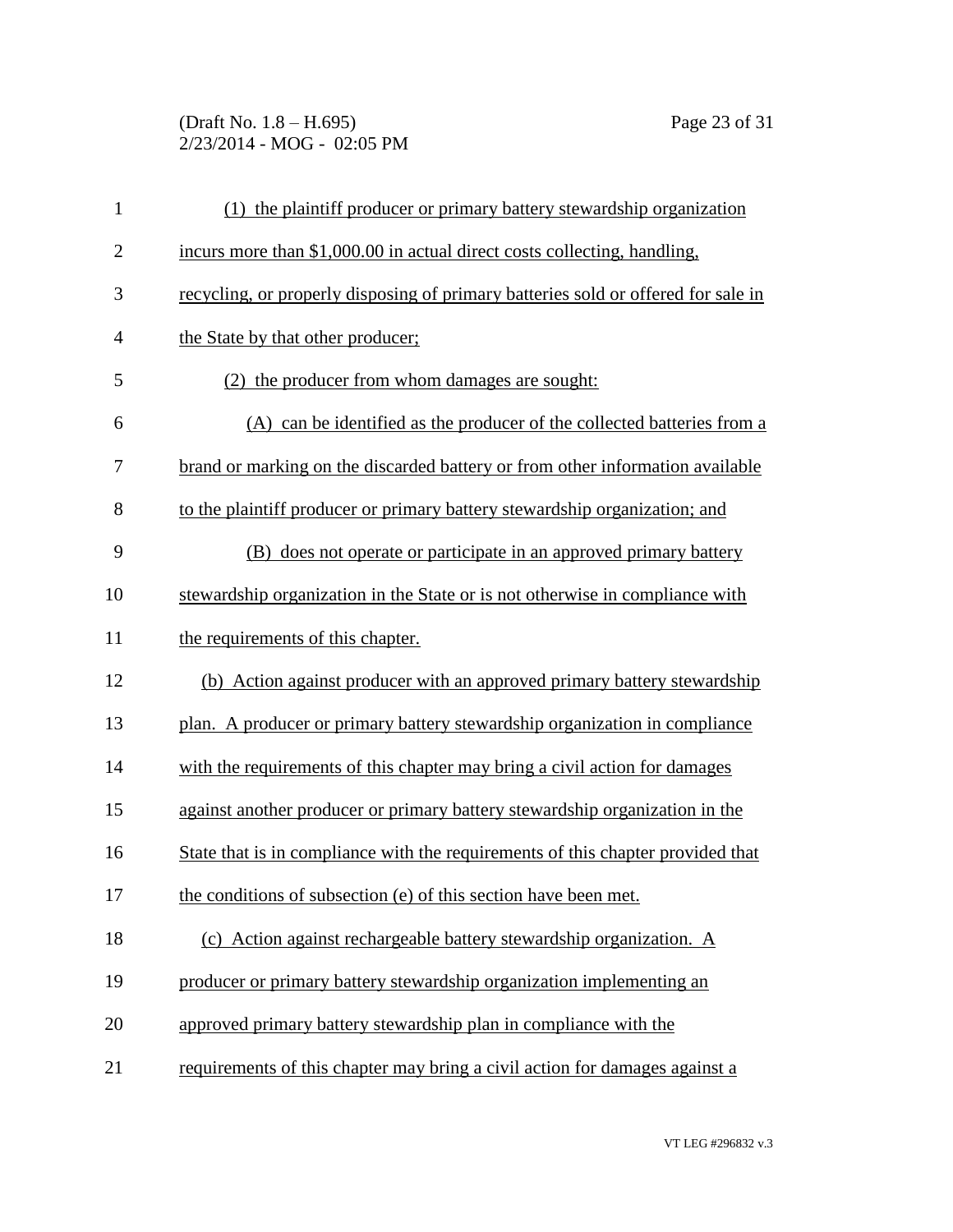(1) the plaintiff producer or primary battery stewardship organization incurs more than $1,000.00 in actual direct costs collecting, handling, recycling, or properly disposing of primary batteries sold or offered for sale in the State by that other producer;

(2) the producer from whom damages are sought:

(A) can be identified as the producer of the collected batteries from a brand or marking on the discarded battery or from other information available to the plaintiff producer or primary battery stewardship organization; and

(B) does not operate or participate in an approved primary battery stewardship organization in the State or is not otherwise in compliance with the requirements of this chapter.

(b) Action against producer with an approved primary battery stewardship plan. A producer or primary battery stewardship organization in compliance with the requirements of this chapter may bring a civil action for damages against another producer or primary battery stewardship organization in the State that is in compliance with the requirements of this chapter provided that the conditions of subsection (e) of this section have been met.

(c) Action against rechargeable battery stewardship organization. A producer or primary battery stewardship organization implementing an approved primary battery stewardship plan in compliance with the requirements of this chapter may bring a civil action for damages against a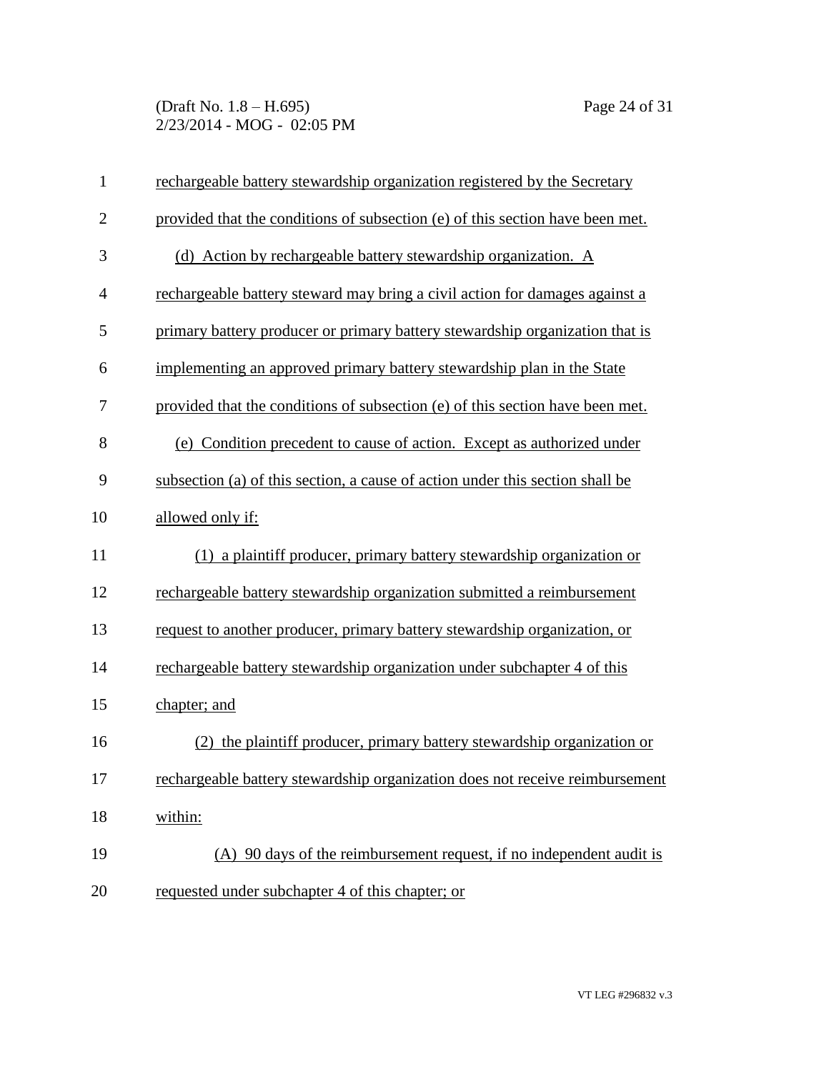rechargeable battery stewardship organization registered by the Secretary provided that the conditions of subsection (e) of this section have been met.

(d) Action by rechargeable battery stewardship organization. A rechargeable battery steward may bring a civil action for damages against a primary battery producer or primary battery stewardship organization that is implementing an approved primary battery stewardship plan in the State provided that the conditions of subsection (e) of this section have been met.

(e) Condition precedent to cause of action. Except as authorized under subsection (a) of this section, a cause of action under this section shall be allowed only if:

(1) a plaintiff producer, primary battery stewardship organization or rechargeable battery stewardship organization submitted a reimbursement request to another producer, primary battery stewardship organization, or rechargeable battery stewardship organization under subchapter 4 of this chapter; and

(2) the plaintiff producer, primary battery stewardship organization or rechargeable battery stewardship organization does not receive reimbursement within:

(A) 90 days of the reimbursement request, if no independent audit is requested under subchapter 4 of this chapter; or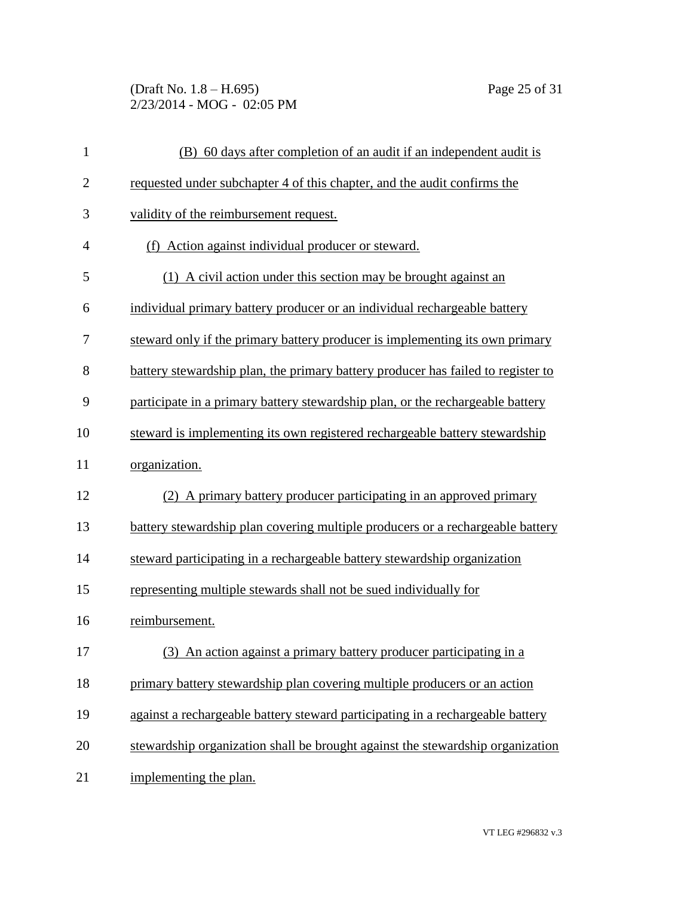(B) 60 days after completion of an audit if an independent audit is requested under subchapter 4 of this chapter, and the audit confirms the validity of the reimbursement request.

(f) Action against individual producer or steward.

(1) A civil action under this section may be brought against an individual primary battery producer or an individual rechargeable battery steward only if the primary battery producer is implementing its own primary battery stewardship plan, the primary battery producer has failed to register to participate in a primary battery stewardship plan, or the rechargeable battery steward is implementing its own registered rechargeable battery stewardship organization.

(2) A primary battery producer participating in an approved primary battery stewardship plan covering multiple producers or a rechargeable battery steward participating in a rechargeable battery stewardship organization representing multiple stewards shall not be sued individually for reimbursement.

(3) An action against a primary battery producer participating in a primary battery stewardship plan covering multiple producers or an action against a rechargeable battery steward participating in a rechargeable battery stewardship organization shall be brought against the stewardship organization implementing the plan.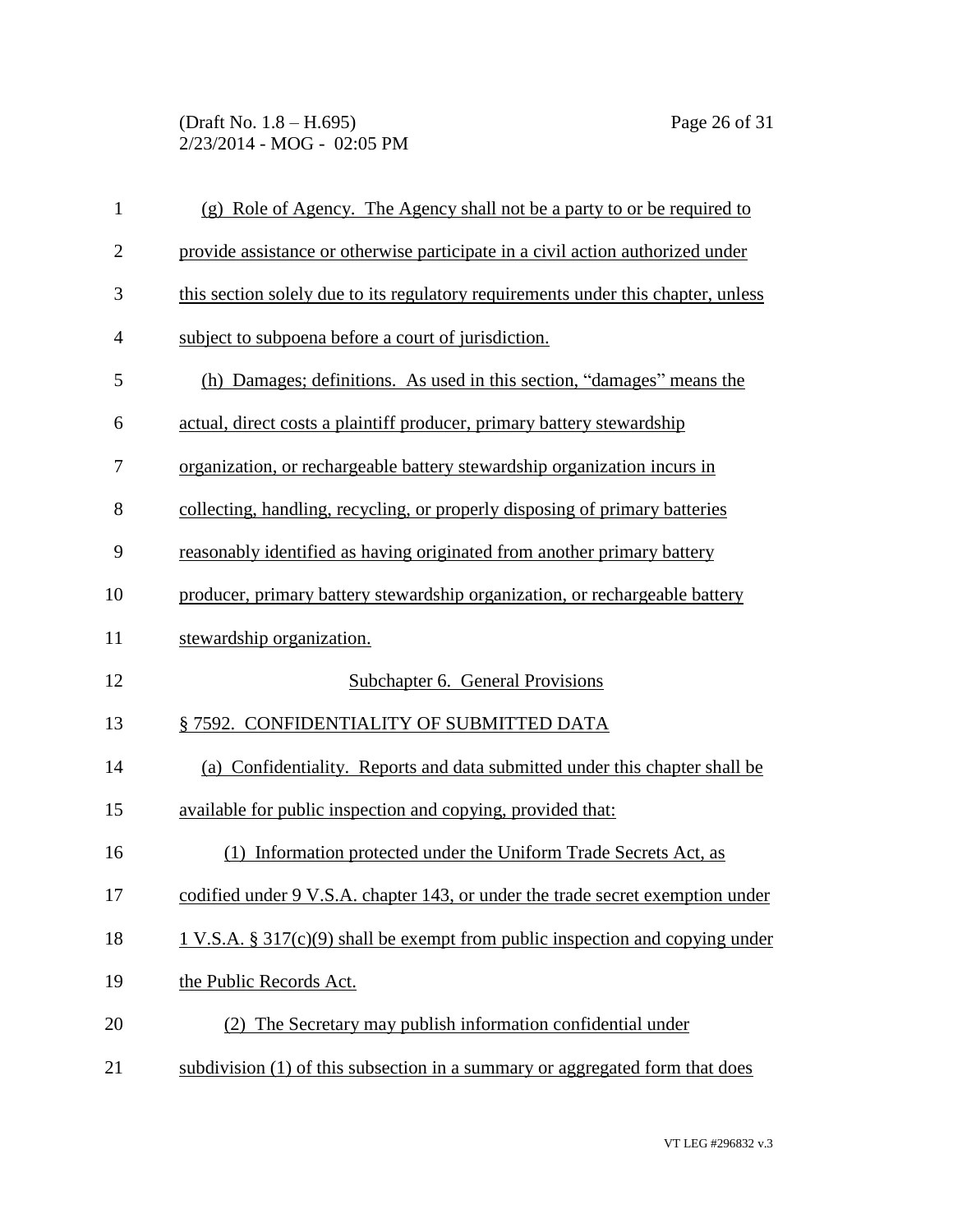(g) Role of Agency. The Agency shall not be a party to or be required to provide assistance or otherwise participate in a civil action authorized under this section solely due to its regulatory requirements under this chapter, unless subject to subpoena before a court of jurisdiction.

(h) Damages; definitions. As used in this section, "damages" means the actual, direct costs a plaintiff producer, primary battery stewardship organization, or rechargeable battery stewardship organization incurs in collecting, handling, recycling, or properly disposing of primary batteries reasonably identified as having originated from another primary battery producer, primary battery stewardship organization, or rechargeable battery stewardship organization.

## Subchapter 6. General Provisions

### § 7592. CONFIDENTIALITY OF SUBMITTED DATA

(a) Confidentiality. Reports and data submitted under this chapter shall be available for public inspection and copying, provided that:

(1) Information protected under the Uniform Trade Secrets Act, as codified under 9 V.S.A. chapter 143, or under the trade secret exemption under 1 V.S.A. § 317(c)(9) shall be exempt from public inspection and copying under the Public Records Act.

(2) The Secretary may publish information confidential under subdivision (1) of this subsection in a summary or aggregated form that does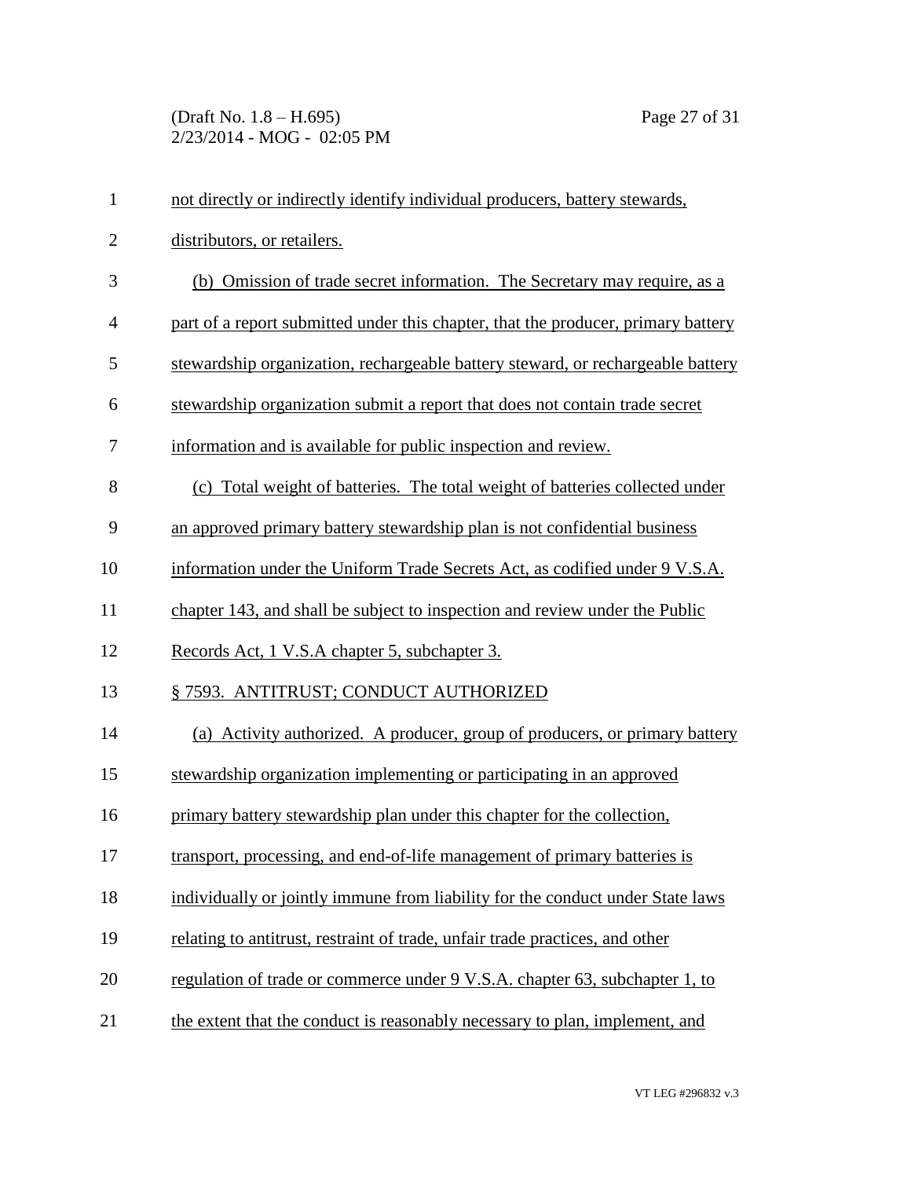not directly or indirectly identify individual producers, battery stewards, distributors, or retailers.

(b) Omission of trade secret information. The Secretary may require, as a part of a report submitted under this chapter, that the producer, primary battery stewardship organization, rechargeable battery steward, or rechargeable battery stewardship organization submit a report that does not contain trade secret information and is available for public inspection and review.

(c) Total weight of batteries. The total weight of batteries collected under an approved primary battery stewardship plan is not confidential business information under the Uniform Trade Secrets Act, as codified under 9 V.S.A. chapter 143, and shall be subject to inspection and review under the Public Records Act, 1 V.S.A chapter 5, subchapter 3.

§ 7593. ANTITRUST; CONDUCT AUTHORIZED

(a) Activity authorized. A producer, group of producers, or primary battery stewardship organization implementing or participating in an approved primary battery stewardship plan under this chapter for the collection, transport, processing, and end-of-life management of primary batteries is individually or jointly immune from liability for the conduct under State laws relating to antitrust, restraint of trade, unfair trade practices, and other regulation of trade or commerce under 9 V.S.A. chapter 63, subchapter 1, to the extent that the conduct is reasonably necessary to plan, implement, and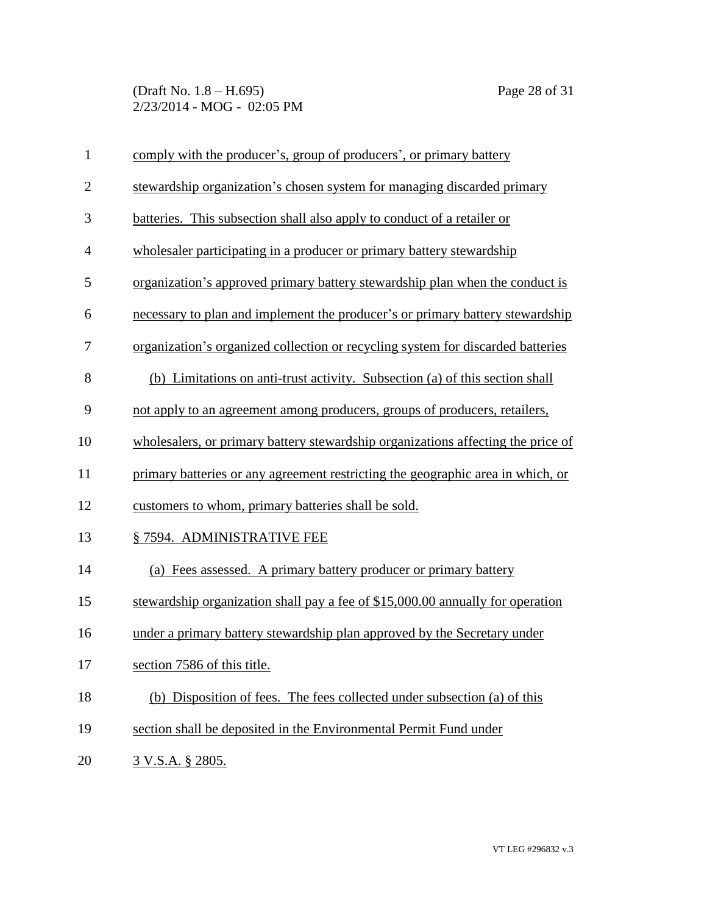comply with the producer's, group of producers', or primary battery stewardship organization's chosen system for managing discarded primary batteries. This subsection shall also apply to conduct of a retailer or wholesaler participating in a producer or primary battery stewardship organization's approved primary battery stewardship plan when the conduct is necessary to plan and implement the producer's or primary battery stewardship organization's organized collection or recycling system for discarded batteries

(b) Limitations on anti-trust activity. Subsection (a) of this section shall not apply to an agreement among producers, groups of producers, retailers, wholesalers, or primary battery stewardship organizations affecting the price of primary batteries or any agreement restricting the geographic area in which, or customers to whom, primary batteries shall be sold.

§ 7594. ADMINISTRATIVE FEE

(a) Fees assessed. A primary battery producer or primary battery stewardship organization shall pay a fee of $15,000.00 annually for operation under a primary battery stewardship plan approved by the Secretary under section 7586 of this title.

(b) Disposition of fees. The fees collected under subsection (a) of this section shall be deposited in the Environmental Permit Fund under 3 V.S.A. § 2805.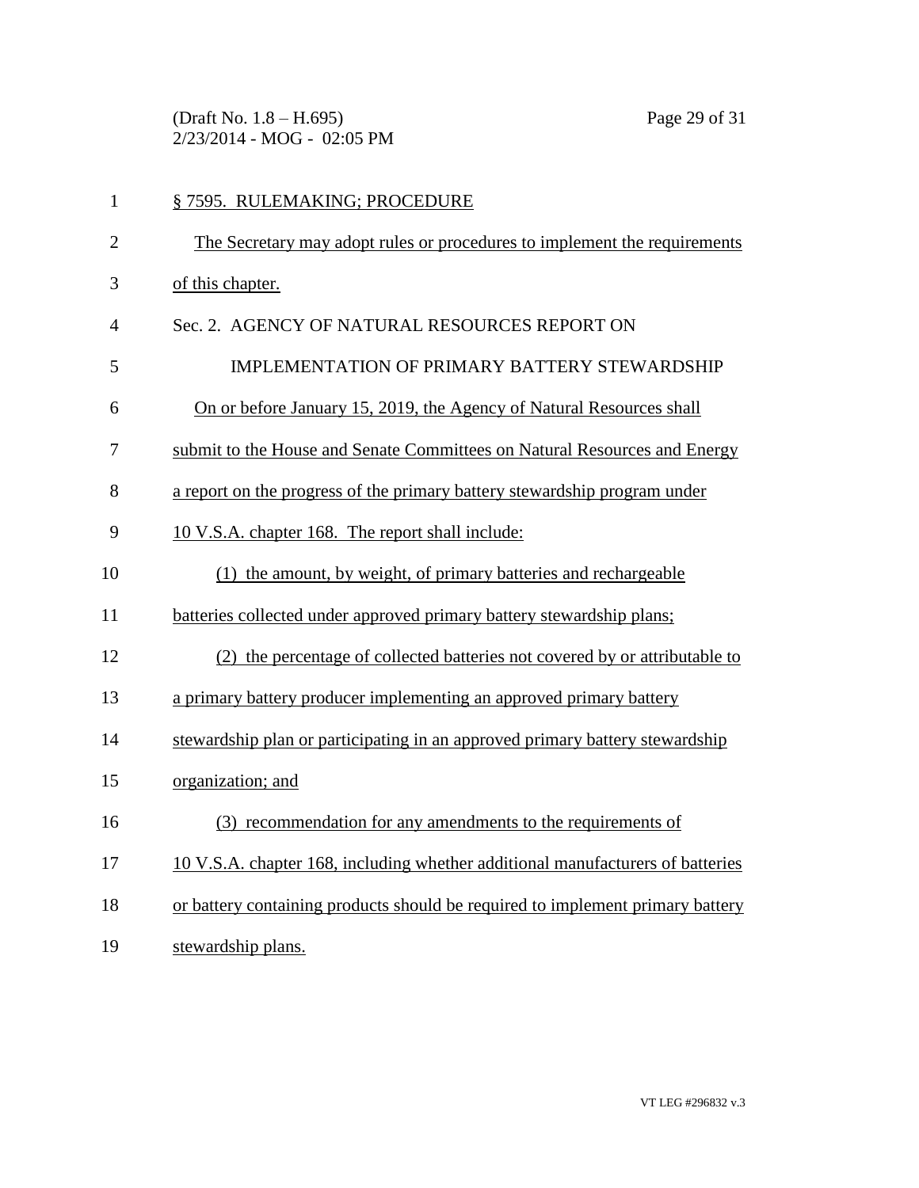§ 7595. RULEMAKING; PROCEDURE

The Secretary may adopt rules or procedures to implement the requirements of this chapter.

Sec. 2. AGENCY OF NATURAL RESOURCES REPORT ON IMPLEMENTATION OF PRIMARY BATTERY STEWARDSHIP

On or before January 15, 2019, the Agency of Natural Resources shall submit to the House and Senate Committees on Natural Resources and Energy a report on the progress of the primary battery stewardship program under 10 V.S.A. chapter 168. The report shall include:

(1) the amount, by weight, of primary batteries and rechargeable batteries collected under approved primary battery stewardship plans;

(2) the percentage of collected batteries not covered by or attributable to a primary battery producer implementing an approved primary battery stewardship plan or participating in an approved primary battery stewardship organization; and

(3) recommendation for any amendments to the requirements of 10 V.S.A. chapter 168, including whether additional manufacturers of batteries or battery containing products should be required to implement primary battery stewardship plans.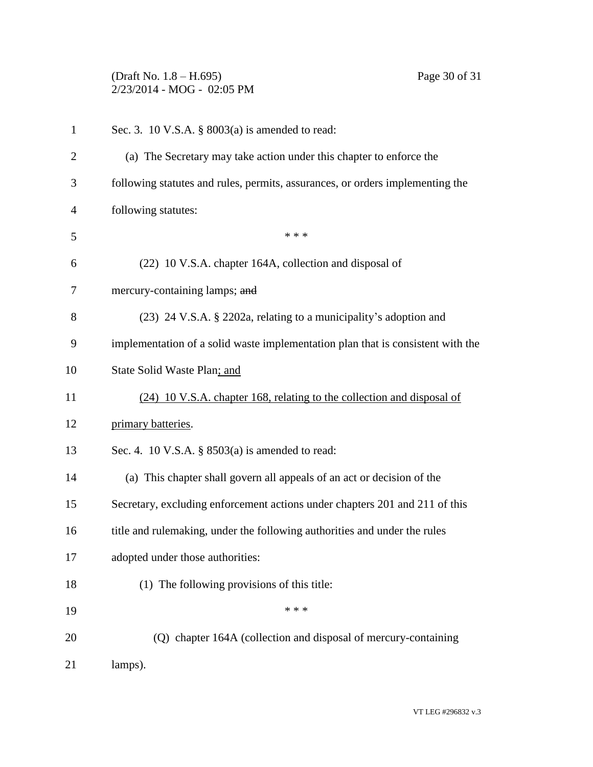Sec. 3. 10 V.S.A. § 8003(a) is amended to read:

(a) The Secretary may take action under this chapter to enforce the following statutes and rules, permits, assurances, or orders implementing the following statutes:

\* \* \*

(22) 10 V.S.A. chapter 164A, collection and disposal of mercury-containing lamps; ~~and~~

(23) 24 V.S.A. § 2202a, relating to a municipality's adoption and implementation of a solid waste implementation plan that is consistent with the State Solid Waste Plan<u>; and</u>

<u>(24) 10 V.S.A. chapter 168, relating to the collection and disposal of primary batteries</u>.

Sec. 4. 10 V.S.A. § 8503(a) is amended to read:

(a) This chapter shall govern all appeals of an act or decision of the Secretary, excluding enforcement actions under chapters 201 and 211 of this title and rulemaking, under the following authorities and under the rules adopted under those authorities:

(1) The following provisions of this title:

\* \* \*

(Q) chapter 164A (collection and disposal of mercury-containing lamps).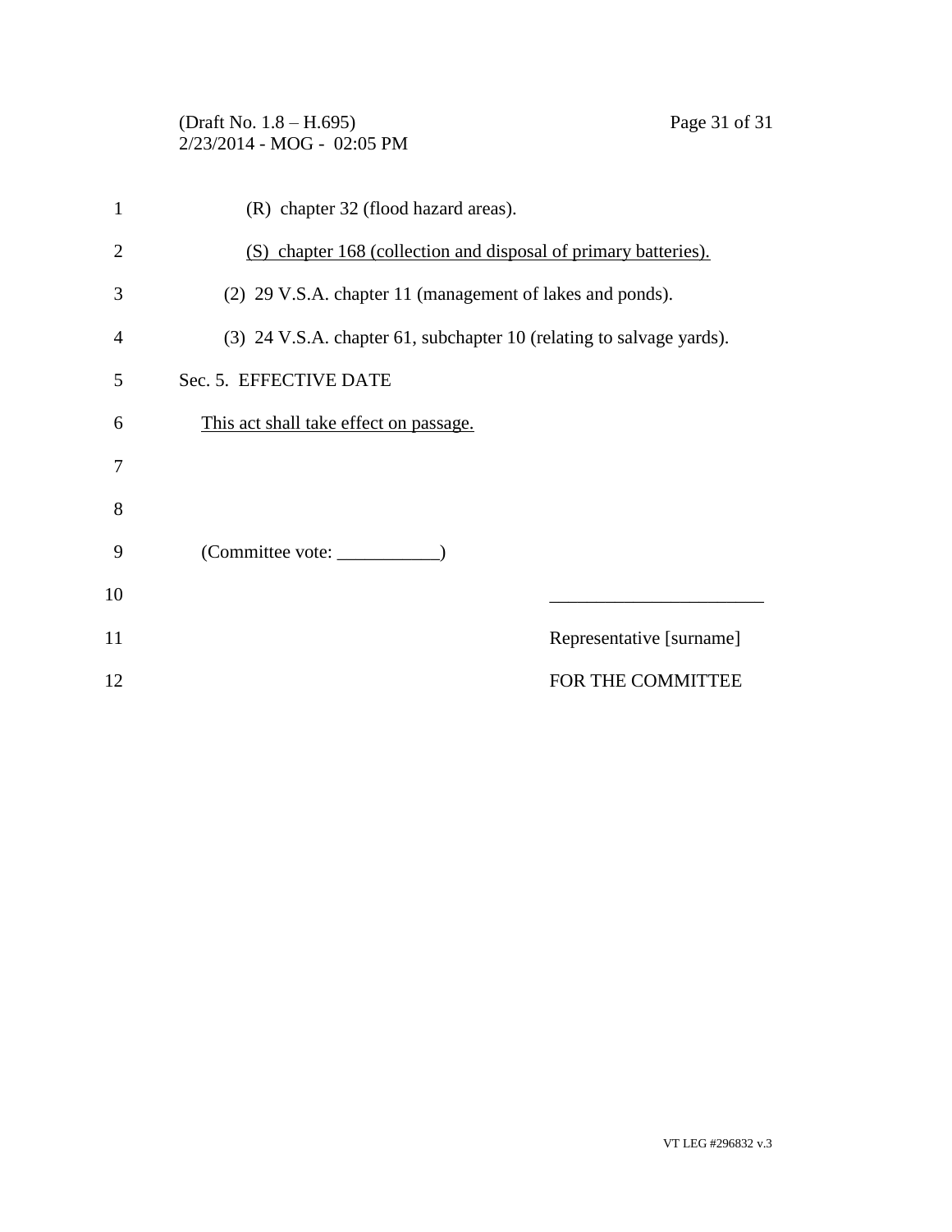(R) chapter 32 (flood hazard areas).

<u>(S) chapter 168 (collection and disposal of primary batteries).</u>

(2) 29 V.S.A. chapter 11 (management of lakes and ponds).

(3) 24 V.S.A. chapter 61, subchapter 10 (relating to salvage yards).

Sec. 5. EFFECTIVE DATE

<u>This act shall take effect on passage.</u>

(Committee vote: ___________)

_______________________

Representative [surname]

FOR THE COMMITTEE